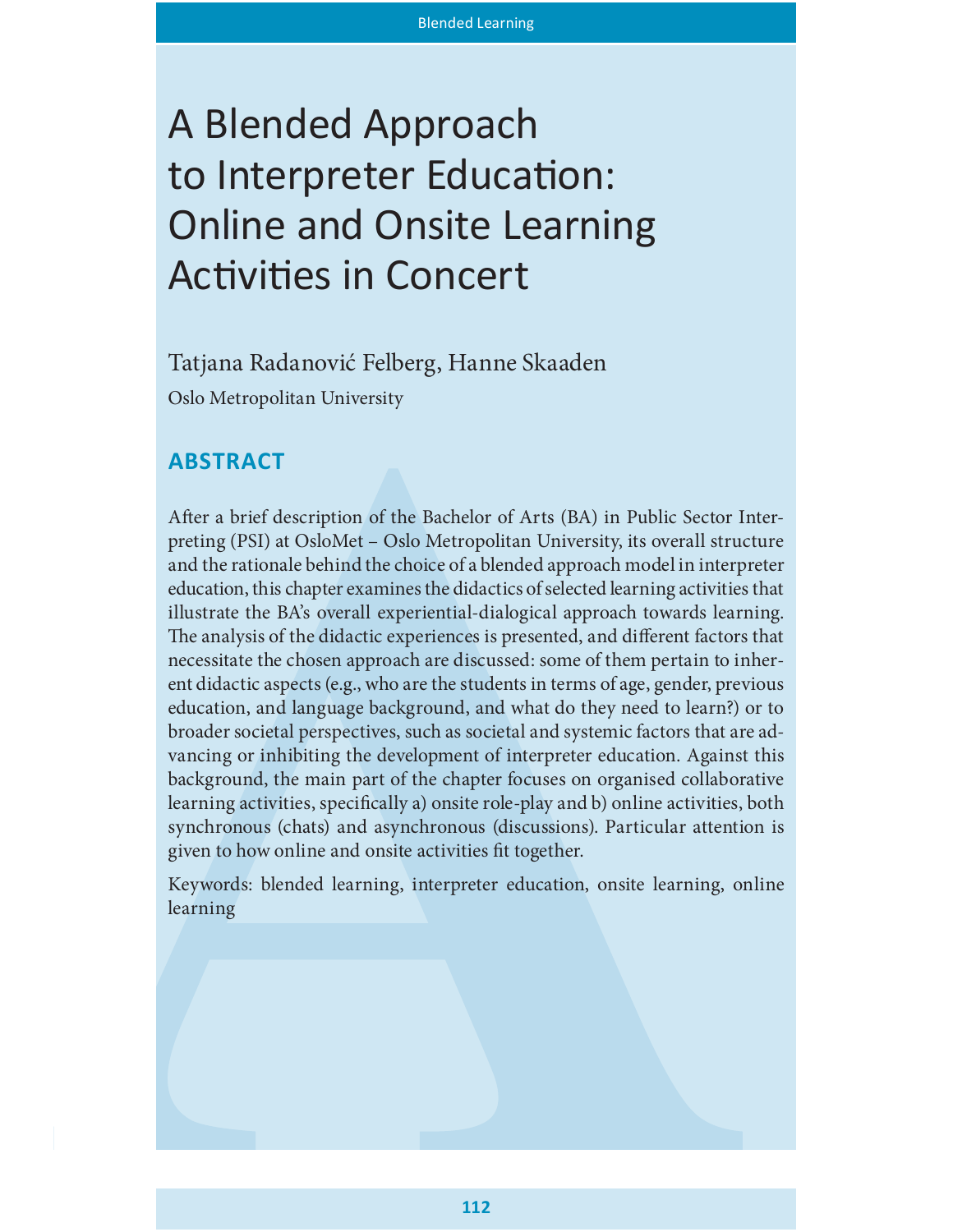# A Blended Approach to Interpreter Education: Online and Onsite Learning Activities in Concert

Tatjana Radanović Felberg, Hanne Skaaden

Oslo Metropolitan University

## ABSTRACT

After a brief description of the Bachelor of Arts (BA) in Public Sector Interpreting (PSI) at OsloMet – Oslo Metropolitan University, its overall structure and the rationale behind the choice of a blended approach model in interpreter education, this chapter examines the didactics of selected learning activities that illustrate the BA's overall experiential-dialogical approach towards learning. The analysis of the didactic experiences is presented, and different factors that necessitate the chosen approach are discussed: some of them pertain to inherent didactic aspects (e.g., who are the students in terms of age, gender, previous education, and language background, and what do they need to learn?) or to broader societal perspectives, such as societal and systemic factors that are advancing or inhibiting the development of interpreter education. Against this background, the main part of the chapter focuses on organised collaborative learning activities, specifically a) onsite role-play and b) online activities, both synchronous (chats) and asynchronous (discussions). Particular attention is given to how online and onsite activities fit together.

Keywords: blended learning, interpreter education, onsite learning, online learning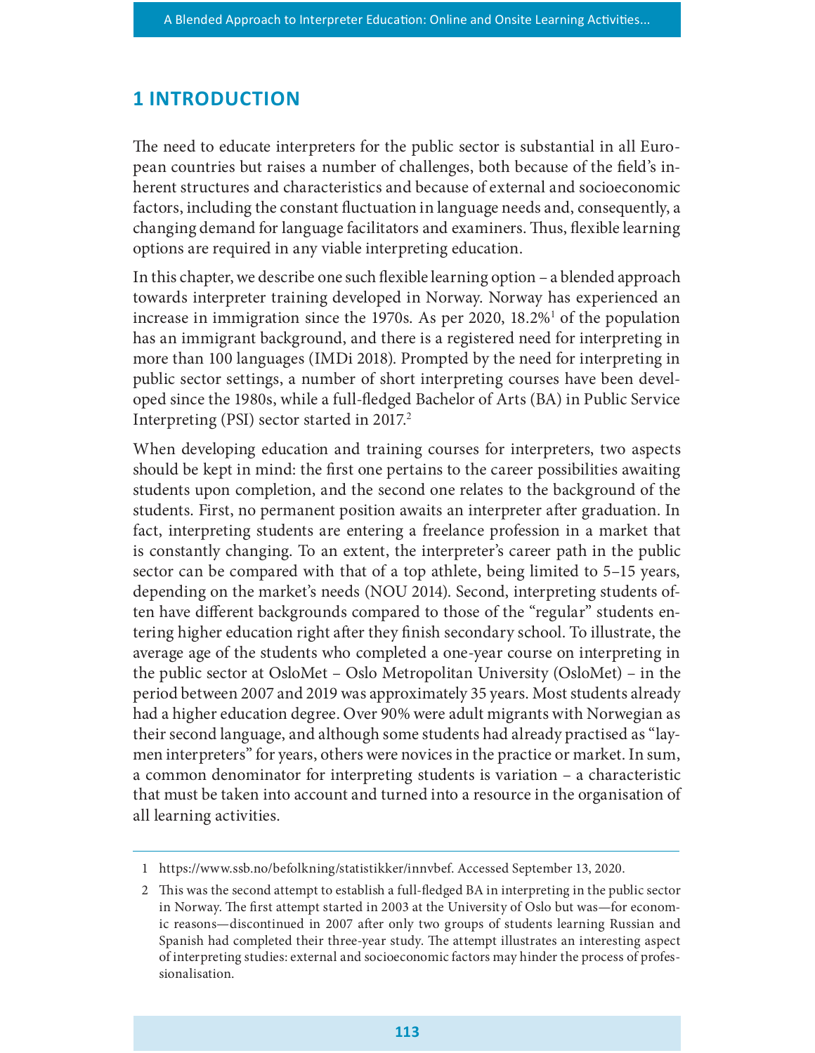# 1 INTRODUCTION

The need to educate interpreters for the public sector is substantial in all European countries but raises a number of challenges, both because of the field's inherent structures and characteristics and because of external and socioeconomic factors, including the constant fluctuation in language needs and, consequently, a changing demand for language facilitators and examiners. Thus, flexible learning options are required in any viable interpreting education.

In this chapter, we describe one such flexible learning option – a blended approach towards interpreter training developed in Norway. Norway has experienced an increase in immigration since the 1970s. As per 2020, 18.2%[1] of the population has an immigrant background, and there is a registered need for interpreting in more than 100 languages (IMDi 2018). Prompted by the need for interpreting in public sector settings, a number of short interpreting courses have been developed since the 1980s, while a full-fledged Bachelor of Arts (BA) in Public Service Interpreting (PSI) sector started in 2017.[2]

When developing education and training courses for interpreters, two aspects should be kept in mind: the first one pertains to the career possibilities awaiting students upon completion, and the second one relates to the background of the students. First, no permanent position awaits an interpreter after graduation. In fact, interpreting students are entering a freelance profession in a market that is constantly changing. To an extent, the interpreter's career path in the public sector can be compared with that of a top athlete, being limited to 5–15 years, depending on the market's needs (NOU 2014). Second, interpreting students often have different backgrounds compared to those of the "regular" students entering higher education right after they finish secondary school. To illustrate, the average age of the students who completed a one-year course on interpreting in the public sector at OsloMet – Oslo Metropolitan University (OsloMet) – in the period between 2007 and 2019 was approximately 35 years. Most students already had a higher education degree. Over 90% were adult migrants with Norwegian as their second language, and although some students had already practised as "laymen interpreters" for years, others were novices in the practice or market. In sum, a common denominator for interpreting students is variation – a characteristic that must be taken into account and turned into a resource in the organisation of all learning activities.

1 https://www.ssb.no/befolkning/statistikker/innvbef. Accessed September 13, 2020.

2 This was the second attempt to establish a full-fledged BA in interpreting in the public sector in Norway. The first attempt started in 2003 at the University of Oslo but was—for economic reasons—discontinued in 2007 after only two groups of students learning Russian and Spanish had completed their three-year study. The attempt illustrates an interesting aspect of interpreting studies: external and socioeconomic factors may hinder the process of professionalisation.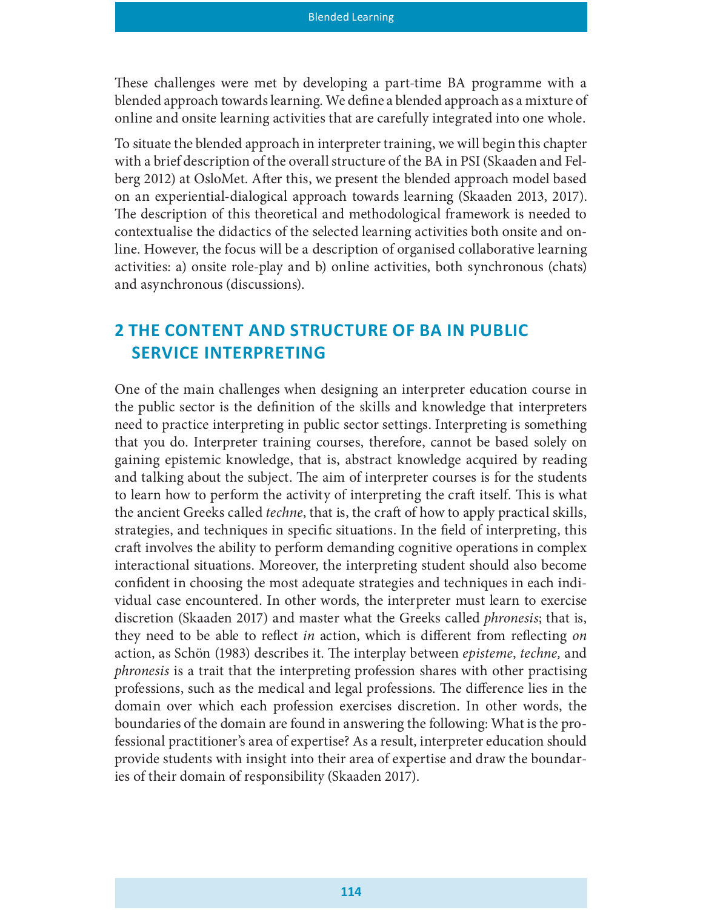These challenges were met by developing a part-time BA programme with a blended approach towards learning. We define a blended approach as a mixture of online and onsite learning activities that are carefully integrated into one whole.

To situate the blended approach in interpreter training, we will begin this chapter with a brief description of the overall structure of the BA in PSI (Skaaden and Felberg 2012) at OsloMet. After this, we present the blended approach model based on an experiential-dialogical approach towards learning (Skaaden 2013, 2017). The description of this theoretical and methodological framework is needed to contextualise the didactics of the selected learning activities both onsite and online. However, the focus will be a description of organised collaborative learning activities: a) onsite role-play and b) online activities, both synchronous (chats) and asynchronous (discussions).

## 2 THE CONTENT AND STRUCTURE OF BA IN PUBLIC SERVICE INTERPRETING

One of the main challenges when designing an interpreter education course in the public sector is the definition of the skills and knowledge that interpreters need to practice interpreting in public sector settings. Interpreting is something that you do. Interpreter training courses, therefore, cannot be based solely on gaining epistemic knowledge, that is, abstract knowledge acquired by reading and talking about the subject. The aim of interpreter courses is for the students to learn how to perform the activity of interpreting the craft itself. This is what the ancient Greeks called *techne*, that is, the craft of how to apply practical skills, strategies, and techniques in specific situations. In the field of interpreting, this craft involves the ability to perform demanding cognitive operations in complex interactional situations. Moreover, the interpreting student should also become confident in choosing the most adequate strategies and techniques in each individual case encountered. In other words, the interpreter must learn to exercise discretion (Skaaden 2017) and master what the Greeks called *phronesis*; that is, they need to be able to reflect *in* action, which is different from reflecting *on* action, as Schön (1983) describes it. The interplay between *episteme*, *techne,* and *phronesis* is a trait that the interpreting profession shares with other practising professions, such as the medical and legal professions. The difference lies in the domain over which each profession exercises discretion. In other words, the boundaries of the domain are found in answering the following: What is the professional practitioner's area of expertise? As a result, interpreter education should provide students with insight into their area of expertise and draw the boundaries of their domain of responsibility (Skaaden 2017).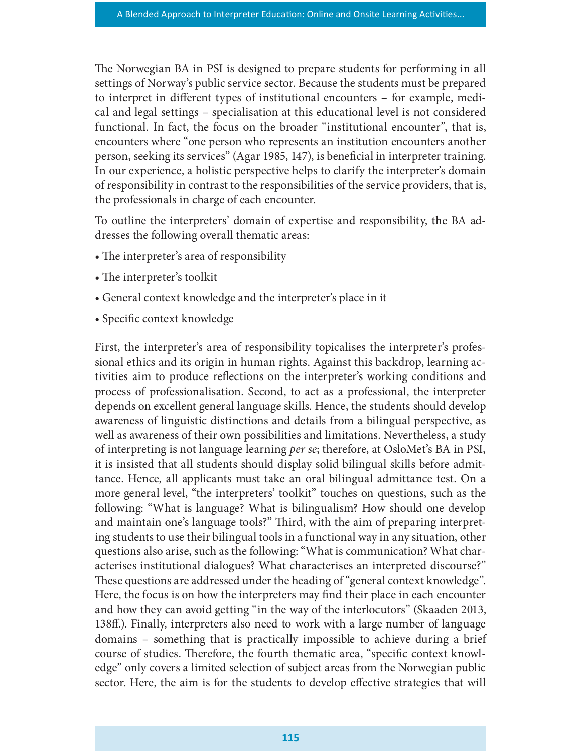The Norwegian BA in PSI is designed to prepare students for performing in all settings of Norway's public service sector. Because the students must be prepared to interpret in different types of institutional encounters – for example, medical and legal settings – specialisation at this educational level is not considered functional. In fact, the focus on the broader "institutional encounter", that is, encounters where "one person who represents an institution encounters another person, seeking its services" (Agar 1985, 147), is beneficial in interpreter training. In our experience, a holistic perspective helps to clarify the interpreter's domain of responsibility in contrast to the responsibilities of the service providers, that is, the professionals in charge of each encounter.

To outline the interpreters' domain of expertise and responsibility, the BA addresses the following overall thematic areas:

- The interpreter's area of responsibility
- The interpreter's toolkit
- General context knowledge and the interpreter's place in it
- Specific context knowledge

First, the interpreter's area of responsibility topicalises the interpreter's professional ethics and its origin in human rights. Against this backdrop, learning activities aim to produce reflections on the interpreter's working conditions and process of professionalisation. Second, to act as a professional, the interpreter depends on excellent general language skills. Hence, the students should develop awareness of linguistic distinctions and details from a bilingual perspective, as well as awareness of their own possibilities and limitations. Nevertheless, a study of interpreting is not language learning *per se*; therefore, at OsloMet's BA in PSI, it is insisted that all students should display solid bilingual skills before admittance. Hence, all applicants must take an oral bilingual admittance test. On a more general level, "the interpreters' toolkit" touches on questions, such as the following: "What is language? What is bilingualism? How should one develop and maintain one's language tools?" Third, with the aim of preparing interpreting students to use their bilingual tools in a functional way in any situation, other questions also arise, such as the following: "What is communication? What characterises institutional dialogues? What characterises an interpreted discourse?" These questions are addressed under the heading of "general context knowledge". Here, the focus is on how the interpreters may find their place in each encounter and how they can avoid getting "in the way of the interlocutors" (Skaaden 2013, 138ff.). Finally, interpreters also need to work with a large number of language domains – something that is practically impossible to achieve during a brief course of studies. Therefore, the fourth thematic area, "specific context knowledge" only covers a limited selection of subject areas from the Norwegian public sector. Here, the aim is for the students to develop effective strategies that will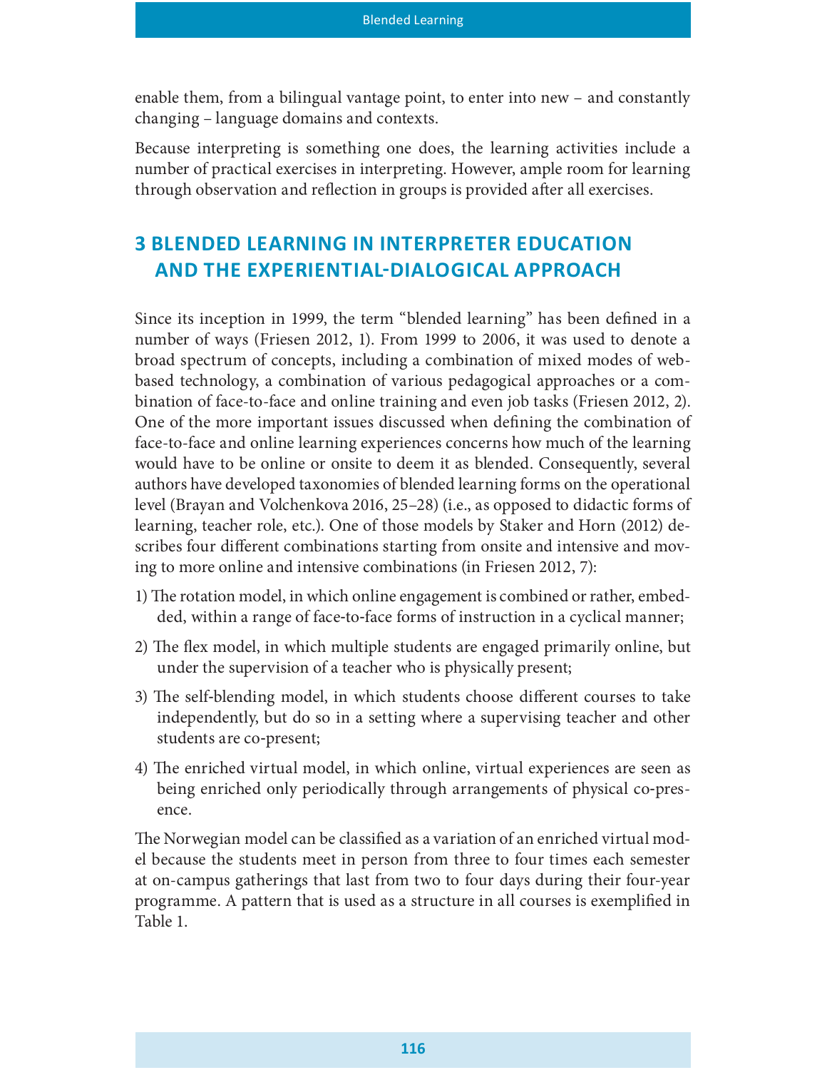enable them, from a bilingual vantage point, to enter into new – and constantly changing – language domains and contexts.

Because interpreting is something one does, the learning activities include a number of practical exercises in interpreting. However, ample room for learning through observation and reflection in groups is provided after all exercises.

## 3 BLENDED LEARNING IN INTERPRETER EDUCATION AND THE EXPERIENTIAL-DIALOGICAL APPROACH

Since its inception in 1999, the term "blended learning" has been defined in a number of ways (Friesen 2012, 1). From 1999 to 2006, it was used to denote a broad spectrum of concepts, including a combination of mixed modes of web-based technology, a combination of various pedagogical approaches or a combination of face-to-face and online training and even job tasks (Friesen 2012, 2). One of the more important issues discussed when defining the combination of face-to-face and online learning experiences concerns how much of the learning would have to be online or onsite to deem it as blended. Consequently, several authors have developed taxonomies of blended learning forms on the operational level (Brayan and Volchenkova 2016, 25–28) (i.e., as opposed to didactic forms of learning, teacher role, etc.). One of those models by Staker and Horn (2012) describes four different combinations starting from onsite and intensive and moving to more online and intensive combinations (in Friesen 2012, 7):

1) The rotation model, in which online engagement is combined or rather, embedded, within a range of face-to-face forms of instruction in a cyclical manner;
2) The flex model, in which multiple students are engaged primarily online, but under the supervision of a teacher who is physically present;
3) The self-blending model, in which students choose different courses to take independently, but do so in a setting where a supervising teacher and other students are co-present;
4) The enriched virtual model, in which online, virtual experiences are seen as being enriched only periodically through arrangements of physical co-presence.

The Norwegian model can be classified as a variation of an enriched virtual model because the students meet in person from three to four times each semester at on-campus gatherings that last from two to four days during their four-year programme. A pattern that is used as a structure in all courses is exemplified in Table 1.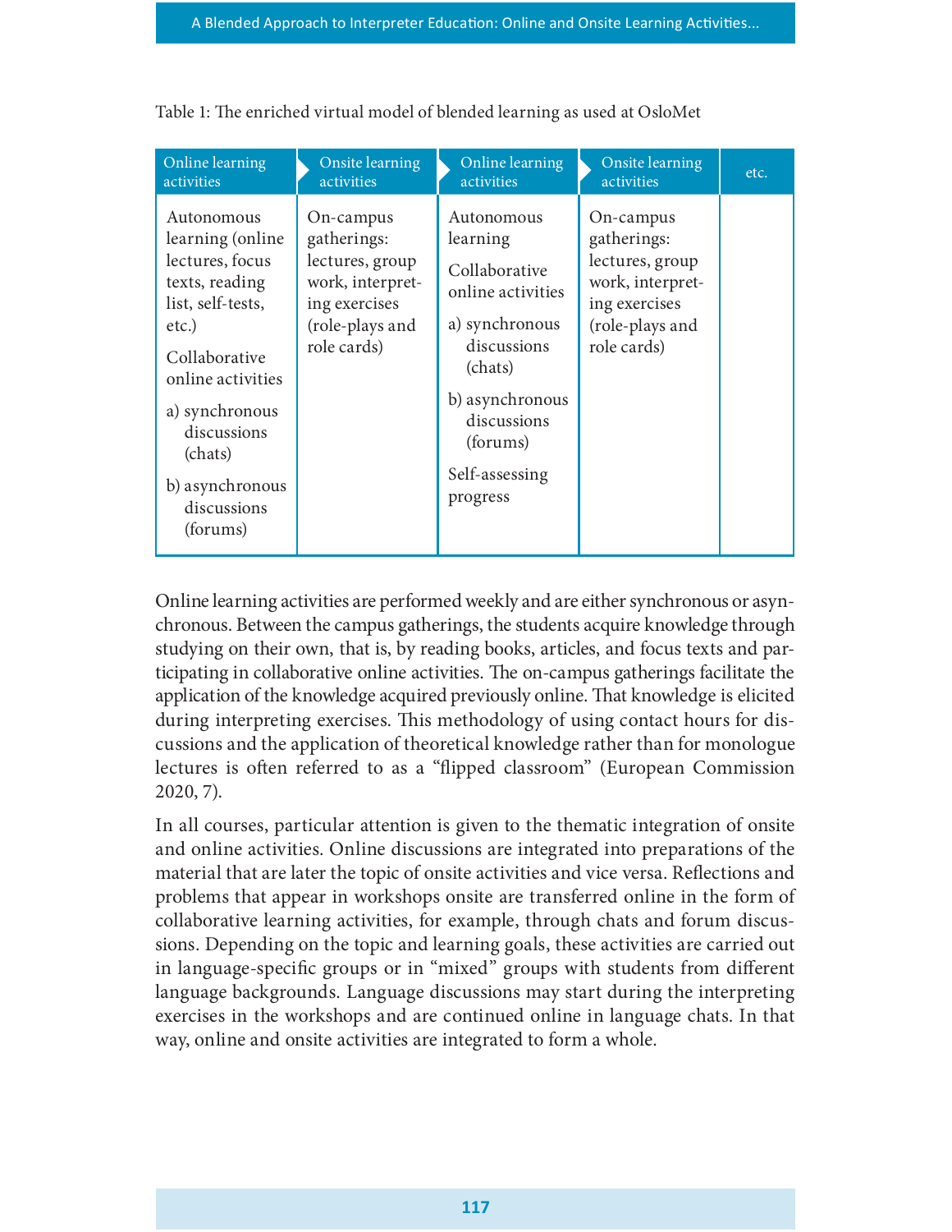Table 1: The enriched virtual model of blended learning as used at OsloMet

| Online learning activities | Onsite learning activities | Online learning activities | Onsite learning activities | etc. |
|---|---|---|---|---|
| Autonomous learning (online lectures, focus texts, reading list, self-tests, etc.)<br><br>Collaborative online activities<br><br>a) synchronous discussions (chats)<br><br>b) asynchronous discussions (forums) | On-campus gatherings: lectures, group work, interpreting exercises (role-plays and role cards) | Autonomous learning<br><br>Collaborative online activities<br><br>a) synchronous discussions (chats)<br><br>b) asynchronous discussions (forums)<br><br>Self-assessing progress | On-campus gatherings: lectures, group work, interpreting exercises (role-plays and role cards) | |

Online learning activities are performed weekly and are either synchronous or asynchronous. Between the campus gatherings, the students acquire knowledge through studying on their own, that is, by reading books, articles, and focus texts and participating in collaborative online activities. The on-campus gatherings facilitate the application of the knowledge acquired previously online. That knowledge is elicited during interpreting exercises. This methodology of using contact hours for discussions and the application of theoretical knowledge rather than for monologue lectures is often referred to as a "flipped classroom" (European Commission 2020, 7).

In all courses, particular attention is given to the thematic integration of onsite and online activities. Online discussions are integrated into preparations of the material that are later the topic of onsite activities and vice versa. Reflections and problems that appear in workshops onsite are transferred online in the form of collaborative learning activities, for example, through chats and forum discussions. Depending on the topic and learning goals, these activities are carried out in language-specific groups or in "mixed" groups with students from different language backgrounds. Language discussions may start during the interpreting exercises in the workshops and are continued online in language chats. In that way, online and onsite activities are integrated to form a whole.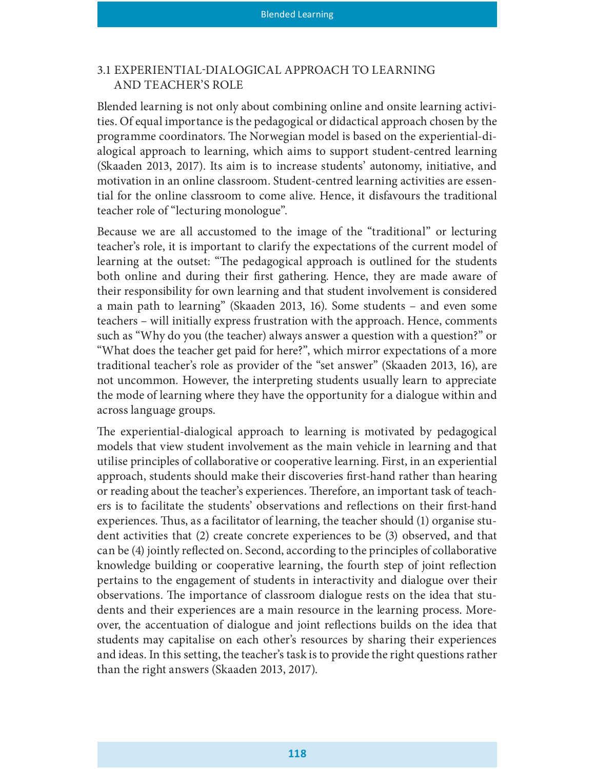### 3.1 EXPERIENTIAL-DIALOGICAL APPROACH TO LEARNING AND TEACHER'S ROLE

Blended learning is not only about combining online and onsite learning activities. Of equal importance is the pedagogical or didactical approach chosen by the programme coordinators. The Norwegian model is based on the experiential-dialogical approach to learning, which aims to support student-centred learning (Skaaden 2013, 2017). Its aim is to increase students' autonomy, initiative, and motivation in an online classroom. Student-centred learning activities are essential for the online classroom to come alive. Hence, it disfavours the traditional teacher role of "lecturing monologue".

Because we are all accustomed to the image of the "traditional" or lecturing teacher's role, it is important to clarify the expectations of the current model of learning at the outset: "The pedagogical approach is outlined for the students both online and during their first gathering. Hence, they are made aware of their responsibility for own learning and that student involvement is considered a main path to learning" (Skaaden 2013, 16). Some students – and even some teachers – will initially express frustration with the approach. Hence, comments such as "Why do you (the teacher) always answer a question with a question?" or "What does the teacher get paid for here?", which mirror expectations of a more traditional teacher's role as provider of the "set answer" (Skaaden 2013, 16), are not uncommon. However, the interpreting students usually learn to appreciate the mode of learning where they have the opportunity for a dialogue within and across language groups.

The experiential-dialogical approach to learning is motivated by pedagogical models that view student involvement as the main vehicle in learning and that utilise principles of collaborative or cooperative learning. First, in an experiential approach, students should make their discoveries first-hand rather than hearing or reading about the teacher's experiences. Therefore, an important task of teachers is to facilitate the students' observations and reflections on their first-hand experiences. Thus, as a facilitator of learning, the teacher should (1) organise student activities that (2) create concrete experiences to be (3) observed, and that can be (4) jointly reflected on. Second, according to the principles of collaborative knowledge building or cooperative learning, the fourth step of joint reflection pertains to the engagement of students in interactivity and dialogue over their observations. The importance of classroom dialogue rests on the idea that students and their experiences are a main resource in the learning process. Moreover, the accentuation of dialogue and joint reflections builds on the idea that students may capitalise on each other's resources by sharing their experiences and ideas. In this setting, the teacher's task is to provide the right questions rather than the right answers (Skaaden 2013, 2017).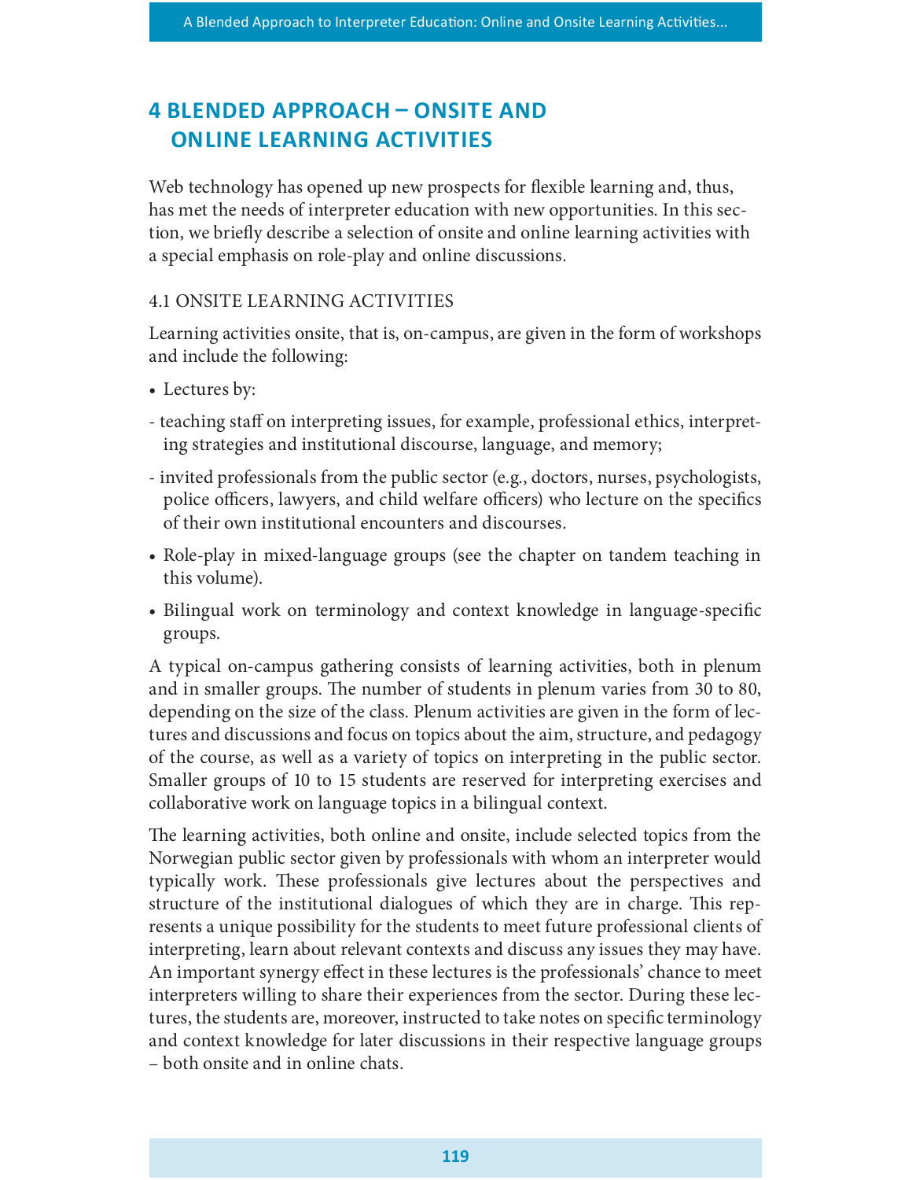# 4 BLENDED APPROACH – ONSITE AND ONLINE LEARNING ACTIVITIES

Web technology has opened up new prospects for flexible learning and, thus, has met the needs of interpreter education with new opportunities. In this section, we briefly describe a selection of onsite and online learning activities with a special emphasis on role-play and online discussions.

## 4.1 ONSITE LEARNING ACTIVITIES

Learning activities onsite, that is, on-campus, are given in the form of workshops and include the following:

- Lectures by:

  - teaching staff on interpreting issues, for example, professional ethics, interpreting strategies and institutional discourse, language, and memory;
  - invited professionals from the public sector (e.g., doctors, nurses, psychologists, police officers, lawyers, and child welfare officers) who lecture on the specifics of their own institutional encounters and discourses.

- Role-play in mixed-language groups (see the chapter on tandem teaching in this volume).
- Bilingual work on terminology and context knowledge in language-specific groups.

A typical on-campus gathering consists of learning activities, both in plenum and in smaller groups. The number of students in plenum varies from 30 to 80, depending on the size of the class. Plenum activities are given in the form of lectures and discussions and focus on topics about the aim, structure, and pedagogy of the course, as well as a variety of topics on interpreting in the public sector. Smaller groups of 10 to 15 students are reserved for interpreting exercises and collaborative work on language topics in a bilingual context.

The learning activities, both online and onsite, include selected topics from the Norwegian public sector given by professionals with whom an interpreter would typically work. These professionals give lectures about the perspectives and structure of the institutional dialogues of which they are in charge. This represents a unique possibility for the students to meet future professional clients of interpreting, learn about relevant contexts and discuss any issues they may have. An important synergy effect in these lectures is the professionals' chance to meet interpreters willing to share their experiences from the sector. During these lectures, the students are, moreover, instructed to take notes on specific terminology and context knowledge for later discussions in their respective language groups – both onsite and in online chats.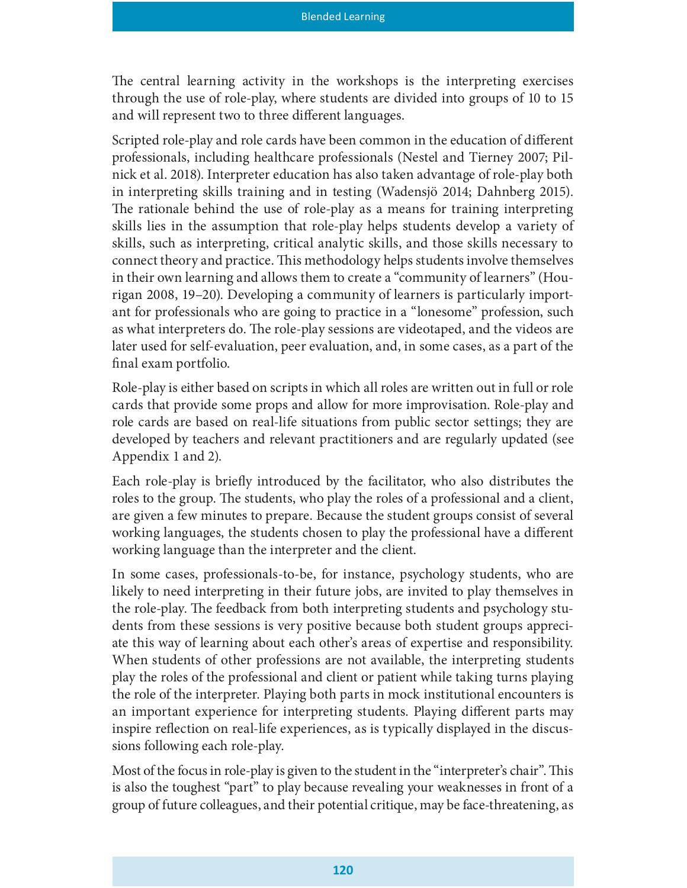The central learning activity in the workshops is the interpreting exercises through the use of role-play, where students are divided into groups of 10 to 15 and will represent two to three different languages.

Scripted role-play and role cards have been common in the education of different professionals, including healthcare professionals (Nestel and Tierney 2007; Pilnick et al. 2018). Interpreter education has also taken advantage of role-play both in interpreting skills training and in testing (Wadensjö 2014; Dahnberg 2015). The rationale behind the use of role-play as a means for training interpreting skills lies in the assumption that role-play helps students develop a variety of skills, such as interpreting, critical analytic skills, and those skills necessary to connect theory and practice. This methodology helps students involve themselves in their own learning and allows them to create a "community of learners" (Hourigan 2008, 19–20). Developing a community of learners is particularly important for professionals who are going to practice in a "lonesome" profession, such as what interpreters do. The role-play sessions are videotaped, and the videos are later used for self-evaluation, peer evaluation, and, in some cases, as a part of the final exam portfolio.

Role-play is either based on scripts in which all roles are written out in full or role cards that provide some props and allow for more improvisation. Role-play and role cards are based on real-life situations from public sector settings; they are developed by teachers and relevant practitioners and are regularly updated (see Appendix 1 and 2).

Each role-play is briefly introduced by the facilitator, who also distributes the roles to the group. The students, who play the roles of a professional and a client, are given a few minutes to prepare. Because the student groups consist of several working languages, the students chosen to play the professional have a different working language than the interpreter and the client.

In some cases, professionals-to-be, for instance, psychology students, who are likely to need interpreting in their future jobs, are invited to play themselves in the role-play. The feedback from both interpreting students and psychology students from these sessions is very positive because both student groups appreciate this way of learning about each other's areas of expertise and responsibility. When students of other professions are not available, the interpreting students play the roles of the professional and client or patient while taking turns playing the role of the interpreter. Playing both parts in mock institutional encounters is an important experience for interpreting students. Playing different parts may inspire reflection on real-life experiences, as is typically displayed in the discussions following each role-play.

Most of the focus in role-play is given to the student in the "interpreter's chair". This is also the toughest "part" to play because revealing your weaknesses in front of a group of future colleagues, and their potential critique, may be face-threatening, as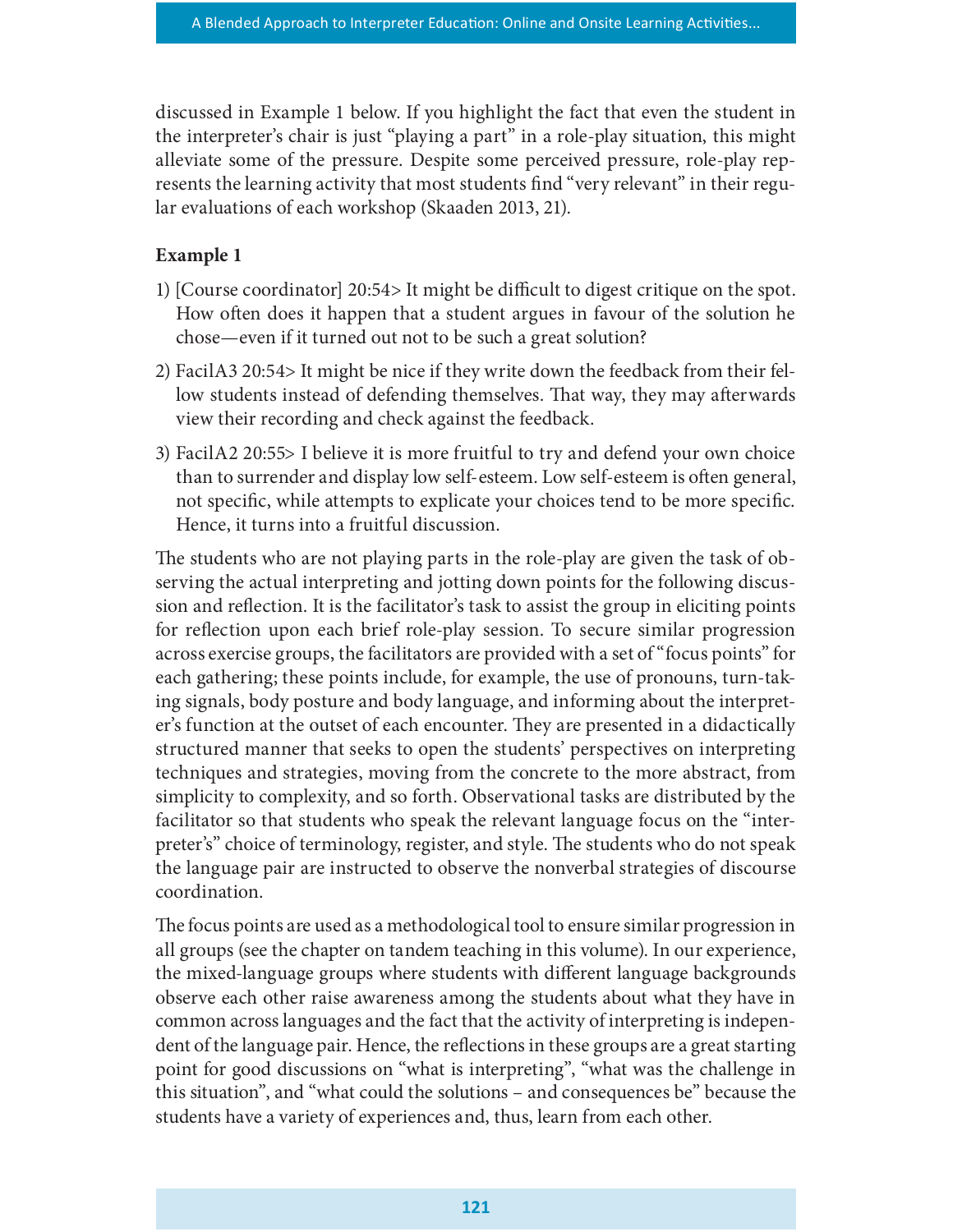discussed in Example 1 below. If you highlight the fact that even the student in the interpreter's chair is just "playing a part" in a role-play situation, this might alleviate some of the pressure. Despite some perceived pressure, role-play represents the learning activity that most students find "very relevant" in their regular evaluations of each workshop (Skaaden 2013, 21).

**Example 1**

1) [Course coordinator] 20:54> It might be difficult to digest critique on the spot. How often does it happen that a student argues in favour of the solution he chose—even if it turned out not to be such a great solution?
2) FacilA3 20:54> It might be nice if they write down the feedback from their fellow students instead of defending themselves. That way, they may afterwards view their recording and check against the feedback.
3) FacilA2 20:55> I believe it is more fruitful to try and defend your own choice than to surrender and display low self-esteem. Low self-esteem is often general, not specific, while attempts to explicate your choices tend to be more specific. Hence, it turns into a fruitful discussion.

The students who are not playing parts in the role-play are given the task of observing the actual interpreting and jotting down points for the following discussion and reflection. It is the facilitator's task to assist the group in eliciting points for reflection upon each brief role-play session. To secure similar progression across exercise groups, the facilitators are provided with a set of "focus points" for each gathering; these points include, for example, the use of pronouns, turn-taking signals, body posture and body language, and informing about the interpreter's function at the outset of each encounter. They are presented in a didactically structured manner that seeks to open the students' perspectives on interpreting techniques and strategies, moving from the concrete to the more abstract, from simplicity to complexity, and so forth. Observational tasks are distributed by the facilitator so that students who speak the relevant language focus on the "interpreter's" choice of terminology, register, and style. The students who do not speak the language pair are instructed to observe the nonverbal strategies of discourse coordination.

The focus points are used as a methodological tool to ensure similar progression in all groups (see the chapter on tandem teaching in this volume). In our experience, the mixed-language groups where students with different language backgrounds observe each other raise awareness among the students about what they have in common across languages and the fact that the activity of interpreting is independent of the language pair. Hence, the reflections in these groups are a great starting point for good discussions on "what is interpreting", "what was the challenge in this situation", and "what could the solutions – and consequences be" because the students have a variety of experiences and, thus, learn from each other.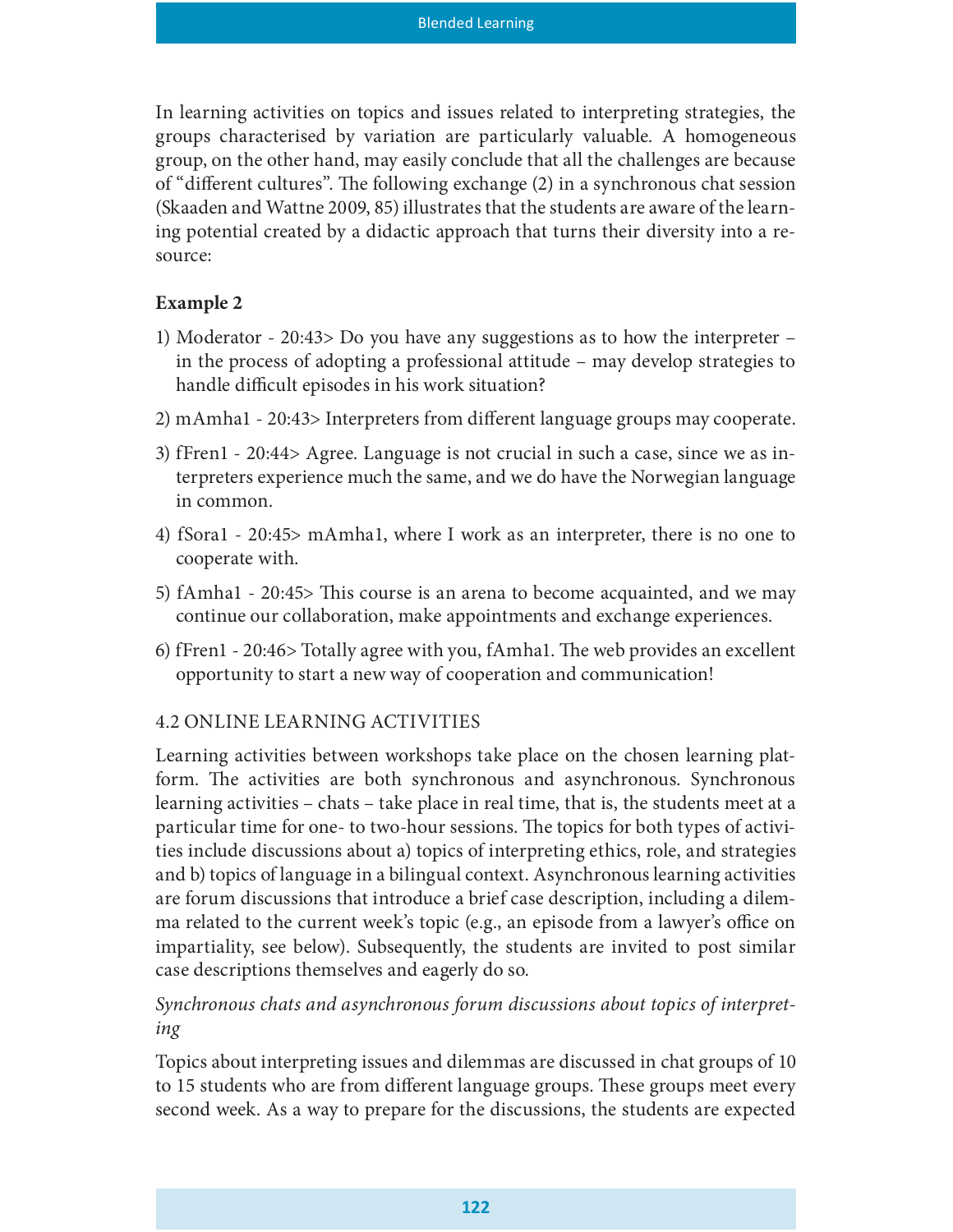In learning activities on topics and issues related to interpreting strategies, the groups characterised by variation are particularly valuable. A homogeneous group, on the other hand, may easily conclude that all the challenges are because of "different cultures". The following exchange (2) in a synchronous chat session (Skaaden and Wattne 2009, 85) illustrates that the students are aware of the learning potential created by a didactic approach that turns their diversity into a resource:

**Example 2**

1) Moderator - 20:43> Do you have any suggestions as to how the interpreter – in the process of adopting a professional attitude – may develop strategies to handle difficult episodes in his work situation?
2) mAmha1 - 20:43> Interpreters from different language groups may cooperate.
3) fFren1 - 20:44> Agree. Language is not crucial in such a case, since we as interpreters experience much the same, and we do have the Norwegian language in common.
4) fSora1 - 20:45> mAmha1, where I work as an interpreter, there is no one to cooperate with.
5) fAmha1 - 20:45> This course is an arena to become acquainted, and we may continue our collaboration, make appointments and exchange experiences.
6) fFren1 - 20:46> Totally agree with you, fAmha1. The web provides an excellent opportunity to start a new way of cooperation and communication!

## 4.2 ONLINE LEARNING ACTIVITIES

Learning activities between workshops take place on the chosen learning platform. The activities are both synchronous and asynchronous. Synchronous learning activities – chats – take place in real time, that is, the students meet at a particular time for one- to two-hour sessions. The topics for both types of activities include discussions about a) topics of interpreting ethics, role, and strategies and b) topics of language in a bilingual context. Asynchronous learning activities are forum discussions that introduce a brief case description, including a dilemma related to the current week's topic (e.g., an episode from a lawyer's office on impartiality, see below). Subsequently, the students are invited to post similar case descriptions themselves and eagerly do so.

*Synchronous chats and asynchronous forum discussions about topics of interpreting*

Topics about interpreting issues and dilemmas are discussed in chat groups of 10 to 15 students who are from different language groups. These groups meet every second week. As a way to prepare for the discussions, the students are expected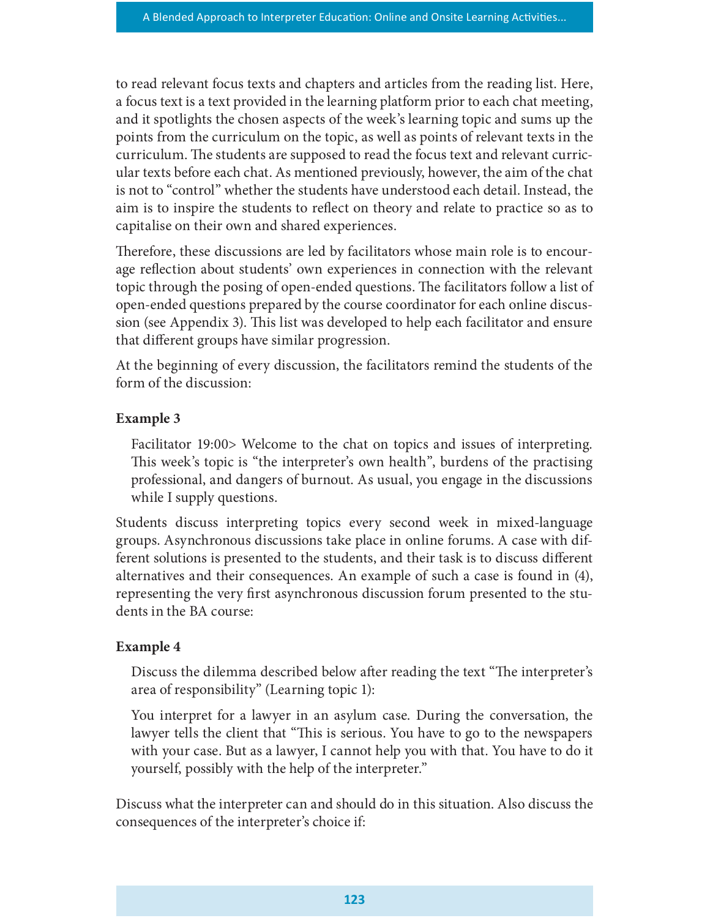to read relevant focus texts and chapters and articles from the reading list. Here, a focus text is a text provided in the learning platform prior to each chat meeting, and it spotlights the chosen aspects of the week's learning topic and sums up the points from the curriculum on the topic, as well as points of relevant texts in the curriculum. The students are supposed to read the focus text and relevant curricular texts before each chat. As mentioned previously, however, the aim of the chat is not to "control" whether the students have understood each detail. Instead, the aim is to inspire the students to reflect on theory and relate to practice so as to capitalise on their own and shared experiences.

Therefore, these discussions are led by facilitators whose main role is to encourage reflection about students' own experiences in connection with the relevant topic through the posing of open-ended questions. The facilitators follow a list of open-ended questions prepared by the course coordinator for each online discussion (see Appendix 3). This list was developed to help each facilitator and ensure that different groups have similar progression.

At the beginning of every discussion, the facilitators remind the students of the form of the discussion:

**Example 3**

> Facilitator 19:00> Welcome to the chat on topics and issues of interpreting. This week's topic is "the interpreter's own health", burdens of the practising professional, and dangers of burnout. As usual, you engage in the discussions while I supply questions.

Students discuss interpreting topics every second week in mixed-language groups. Asynchronous discussions take place in online forums. A case with different solutions is presented to the students, and their task is to discuss different alternatives and their consequences. An example of such a case is found in (4), representing the very first asynchronous discussion forum presented to the students in the BA course:

**Example 4**

> Discuss the dilemma described below after reading the text "The interpreter's area of responsibility" (Learning topic 1):
>
> You interpret for a lawyer in an asylum case. During the conversation, the lawyer tells the client that "This is serious. You have to go to the newspapers with your case. But as a lawyer, I cannot help you with that. You have to do it yourself, possibly with the help of the interpreter."

Discuss what the interpreter can and should do in this situation. Also discuss the consequences of the interpreter's choice if: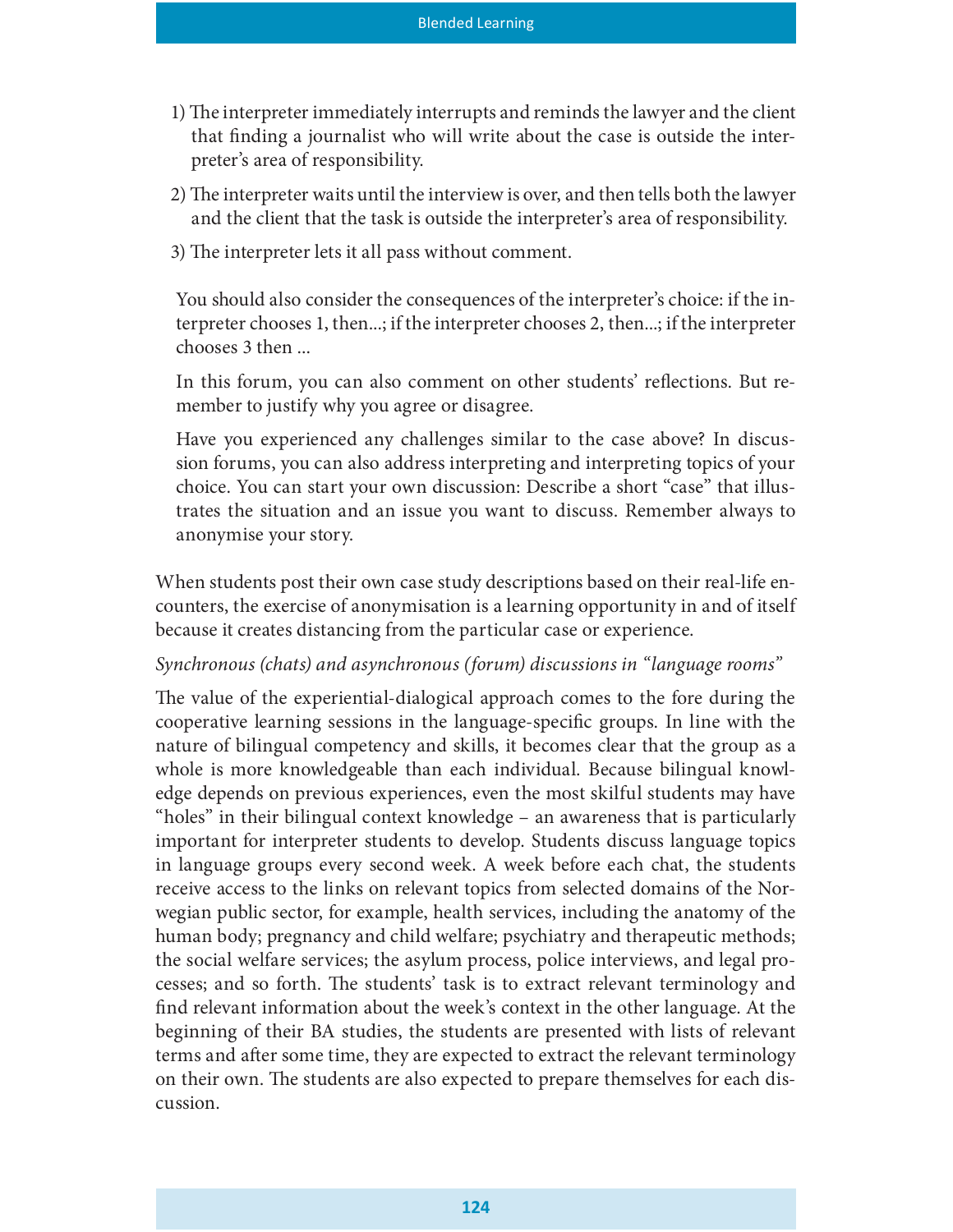1) The interpreter immediately interrupts and reminds the lawyer and the client that finding a journalist who will write about the case is outside the interpreter's area of responsibility.
2) The interpreter waits until the interview is over, and then tells both the lawyer and the client that the task is outside the interpreter's area of responsibility.
3) The interpreter lets it all pass without comment.

> You should also consider the consequences of the interpreter's choice: if the interpreter chooses 1, then...; if the interpreter chooses 2, then...; if the interpreter chooses 3 then ...
>
> In this forum, you can also comment on other students' reflections. But remember to justify why you agree or disagree.
>
> Have you experienced any challenges similar to the case above? In discussion forums, you can also address interpreting and interpreting topics of your choice. You can start your own discussion: Describe a short "case" that illustrates the situation and an issue you want to discuss. Remember always to anonymise your story.

When students post their own case study descriptions based on their real-life encounters, the exercise of anonymisation is a learning opportunity in and of itself because it creates distancing from the particular case or experience.

*Synchronous (chats) and asynchronous (forum) discussions in "language rooms"*

The value of the experiential-dialogical approach comes to the fore during the cooperative learning sessions in the language-specific groups. In line with the nature of bilingual competency and skills, it becomes clear that the group as a whole is more knowledgeable than each individual. Because bilingual knowledge depends on previous experiences, even the most skilful students may have "holes" in their bilingual context knowledge – an awareness that is particularly important for interpreter students to develop. Students discuss language topics in language groups every second week. A week before each chat, the students receive access to the links on relevant topics from selected domains of the Norwegian public sector, for example, health services, including the anatomy of the human body; pregnancy and child welfare; psychiatry and therapeutic methods; the social welfare services; the asylum process, police interviews, and legal processes; and so forth. The students' task is to extract relevant terminology and find relevant information about the week's context in the other language. At the beginning of their BA studies, the students are presented with lists of relevant terms and after some time, they are expected to extract the relevant terminology on their own. The students are also expected to prepare themselves for each discussion.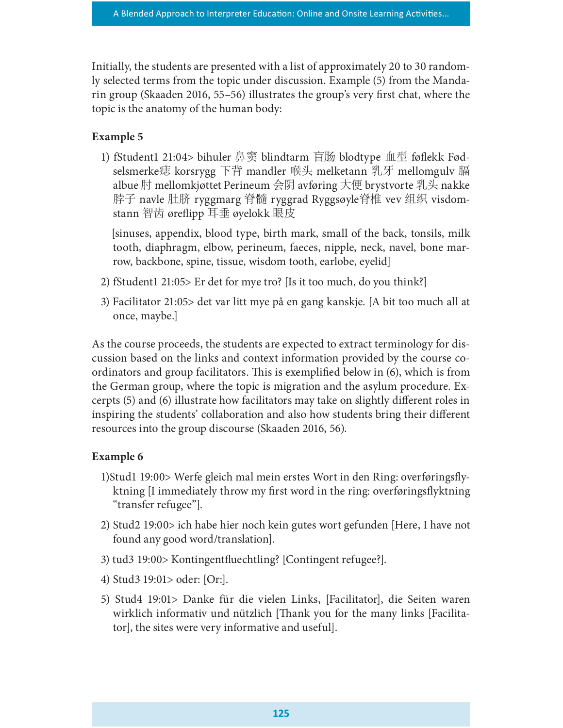Initially, the students are presented with a list of approximately 20 to 30 randomly selected terms from the topic under discussion. Example (5) from the Mandarin group (Skaaden 2016, 55–56) illustrates the group's very first chat, where the topic is the anatomy of the human body:

**Example 5**

1) fStudent1 21:04> bihuler 鼻窦 blindtarm 盲肠 blodtype 血型 føflekk Fødselsmerke痣 korsrygg 下背 mandler 喉头 melketann 乳牙 mellomgulv 膈 albue 肘 mellomkjøttet Perineum 会阴 avføring 大便 brystvorte 乳头 nakke 脖子 navle 肚脐 ryggmarg 脊髓 ryggrad Ryggsøyle脊椎 vev 组织 visdomstann 智齿 øreflipp 耳垂 øyelokk 眼皮

   [sinuses, appendix, blood type, birth mark, small of the back, tonsils, milk tooth, diaphragm, elbow, perineum, faeces, nipple, neck, navel, bone marrow, backbone, spine, tissue, wisdom tooth, earlobe, eyelid]

2) fStudent1 21:05> Er det for mye tro? [Is it too much, do you think?]

3) Facilitator 21:05> det var litt mye på en gang kanskje. [A bit too much all at once, maybe.]

As the course proceeds, the students are expected to extract terminology for discussion based on the links and context information provided by the course coordinators and group facilitators. This is exemplified below in (6), which is from the German group, where the topic is migration and the asylum procedure. Excerpts (5) and (6) illustrate how facilitators may take on slightly different roles in inspiring the students' collaboration and also how students bring their different resources into the group discourse (Skaaden 2016, 56).

**Example 6**

1) Stud1 19:00> Werfe gleich mal mein erstes Wort in den Ring: overføringsflyktning [I immediately throw my first word in the ring: overføringsflyktning "transfer refugee"].

2) Stud2 19:00> ich habe hier noch kein gutes wort gefunden [Here, I have not found any good word/translation].

3) tud3 19:00> Kontingentfluechtling? [Contingent refugee?].

4) Stud3 19:01> oder: [Or:].

5) Stud4 19:01> Danke für die vielen Links, [Facilitator], die Seiten waren wirklich informativ und nützlich [Thank you for the many links [Facilitator], the sites were very informative and useful].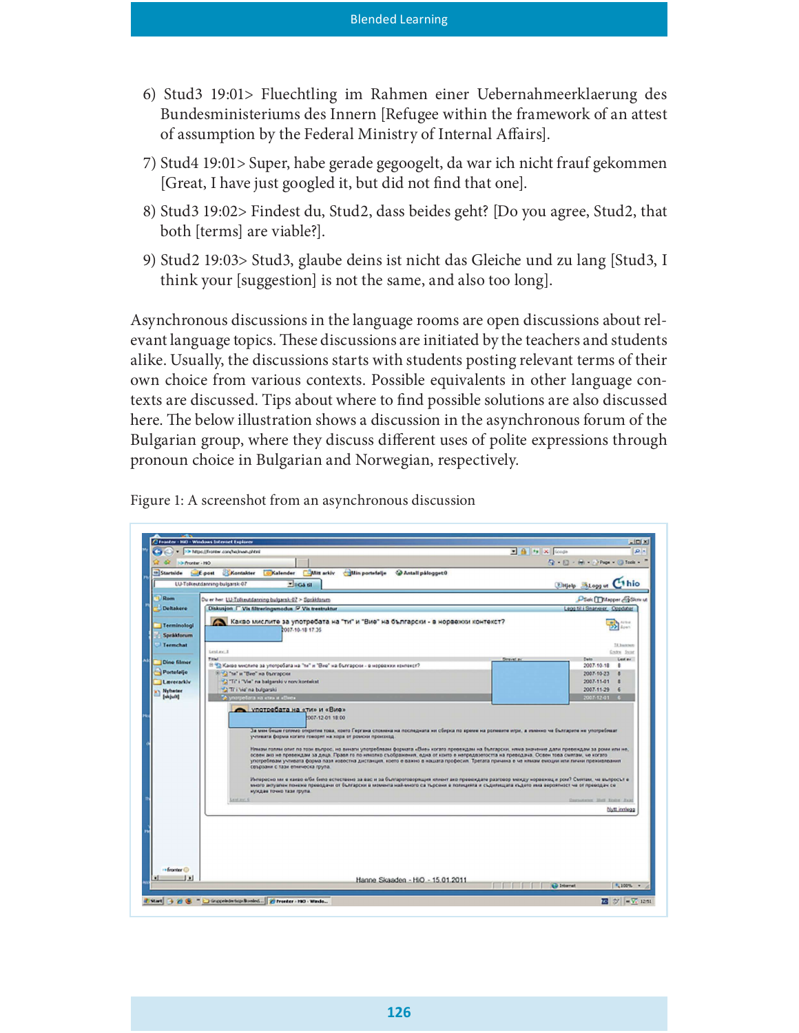6) Stud3 19:01> Fluechtling im Rahmen einer Uebernahmeerklaerung des Bundesministeriums des Innern [Refugee within the framework of an attest of assumption by the Federal Ministry of Internal Affairs].

7) Stud4 19:01> Super, habe gerade gegoogelt, da war ich nicht frauf gekommen [Great, I have just googled it, but did not find that one].

8) Stud3 19:02> Findest du, Stud2, dass beides geht? [Do you agree, Stud2, that both [terms] are viable?].

9) Stud2 19:03> Stud3, glaube deins ist nicht das Gleiche und zu lang [Stud3, I think your [suggestion] is not the same, and also too long].

Asynchronous discussions in the language rooms are open discussions about relevant language topics. These discussions are initiated by the teachers and students alike. Usually, the discussions starts with students posting relevant terms of their own choice from various contexts. Possible equivalents in other language contexts are discussed. Tips about where to find possible solutions are also discussed here. The below illustration shows a discussion in the asynchronous forum of the Bulgarian group, where they discuss different uses of polite expressions through pronoun choice in Bulgarian and Norwegian, respectively.

Figure 1: A screenshot from an asynchronous discussion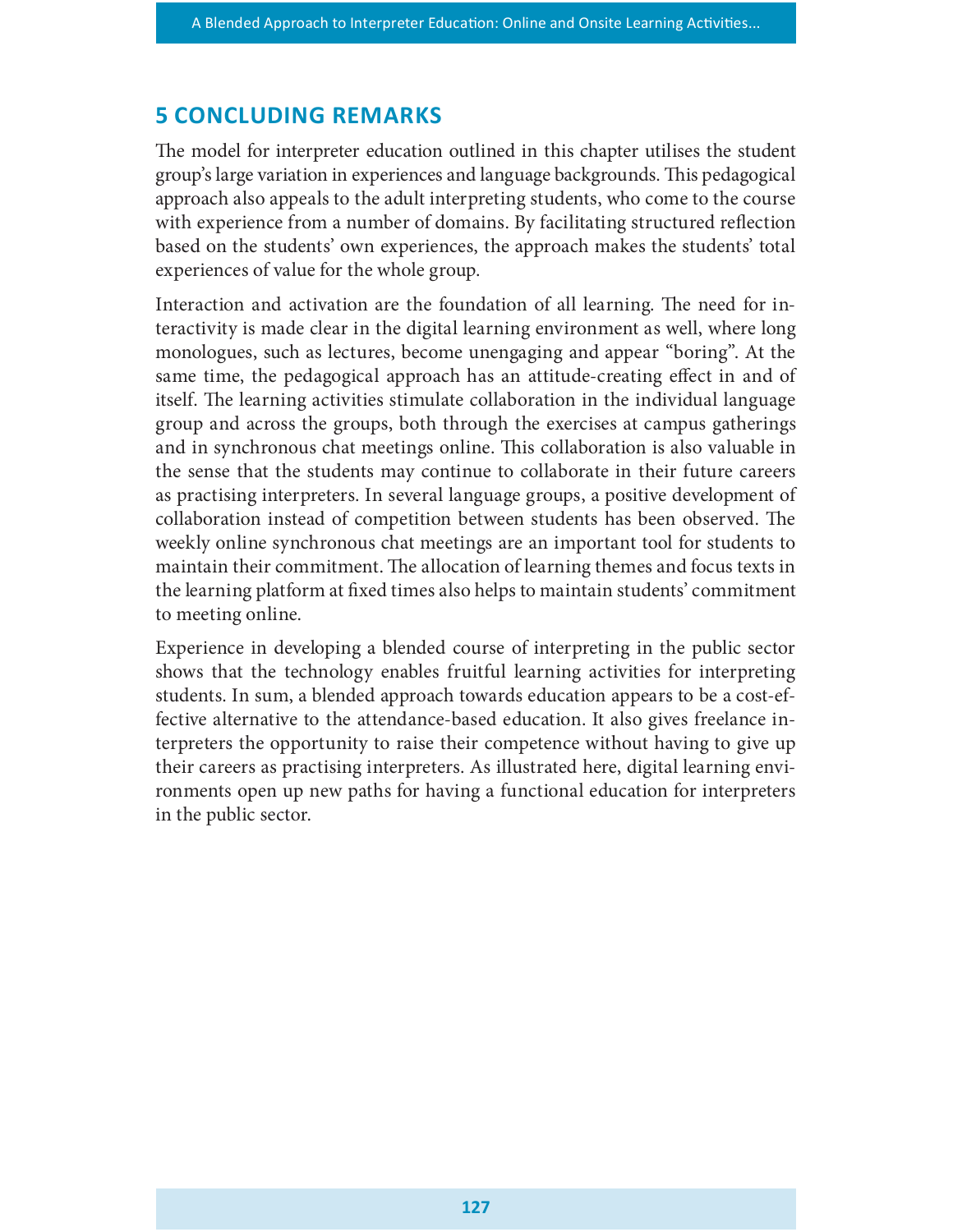## 5 CONCLUDING REMARKS

The model for interpreter education outlined in this chapter utilises the student group's large variation in experiences and language backgrounds. This pedagogical approach also appeals to the adult interpreting students, who come to the course with experience from a number of domains. By facilitating structured reflection based on the students' own experiences, the approach makes the students' total experiences of value for the whole group.

Interaction and activation are the foundation of all learning. The need for interactivity is made clear in the digital learning environment as well, where long monologues, such as lectures, become unengaging and appear "boring". At the same time, the pedagogical approach has an attitude-creating effect in and of itself. The learning activities stimulate collaboration in the individual language group and across the groups, both through the exercises at campus gatherings and in synchronous chat meetings online. This collaboration is also valuable in the sense that the students may continue to collaborate in their future careers as practising interpreters. In several language groups, a positive development of collaboration instead of competition between students has been observed. The weekly online synchronous chat meetings are an important tool for students to maintain their commitment. The allocation of learning themes and focus texts in the learning platform at fixed times also helps to maintain students' commitment to meeting online.

Experience in developing a blended course of interpreting in the public sector shows that the technology enables fruitful learning activities for interpreting students. In sum, a blended approach towards education appears to be a cost-effective alternative to the attendance-based education. It also gives freelance interpreters the opportunity to raise their competence without having to give up their careers as practising interpreters. As illustrated here, digital learning environments open up new paths for having a functional education for interpreters in the public sector.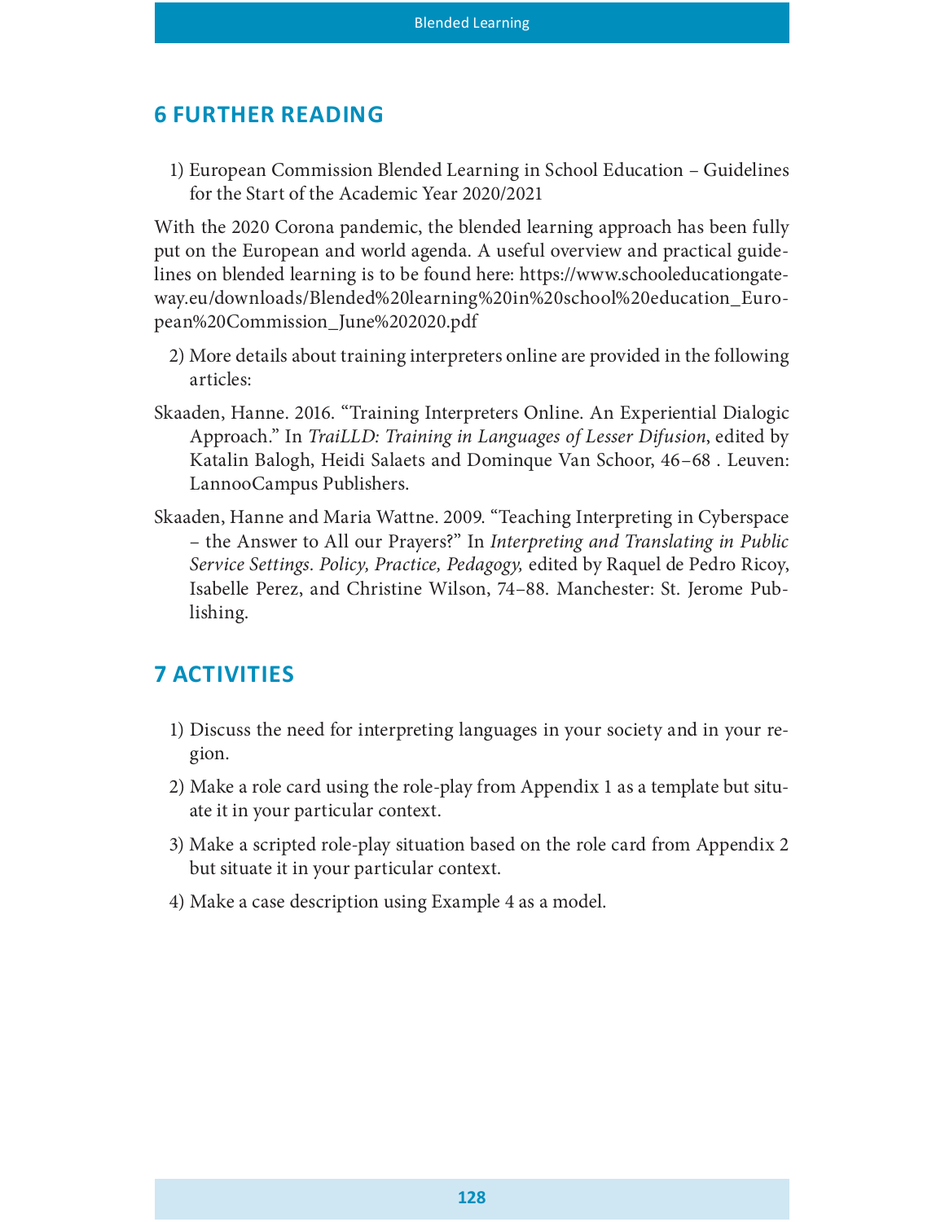## 6 FURTHER READING

1) European Commission Blended Learning in School Education – Guidelines for the Start of the Academic Year 2020/2021

With the 2020 Corona pandemic, the blended learning approach has been fully put on the European and world agenda. A useful overview and practical guidelines on blended learning is to be found here: https://www.schooleducationgateway.eu/downloads/Blended%20learning%20in%20school%20education_European%20Commission_June%202020.pdf

2) More details about training interpreters online are provided in the following articles:

Skaaden, Hanne. 2016. "Training Interpreters Online. An Experiential Dialogic Approach." In *TraiLLD: Training in Languages of Lesser Difusion*, edited by Katalin Balogh, Heidi Salaets and Dominque Van Schoor, 46–68 . Leuven: LannooCampus Publishers.

Skaaden, Hanne and Maria Wattne. 2009. "Teaching Interpreting in Cyberspace – the Answer to All our Prayers?" In *Interpreting and Translating in Public Service Settings. Policy, Practice, Pedagogy,* edited by Raquel de Pedro Ricoy, Isabelle Perez, and Christine Wilson, 74–88. Manchester: St. Jerome Publishing.

## 7 ACTIVITIES

1) Discuss the need for interpreting languages in your society and in your region.
2) Make a role card using the role-play from Appendix 1 as a template but situate it in your particular context.
3) Make a scripted role-play situation based on the role card from Appendix 2 but situate it in your particular context.
4) Make a case description using Example 4 as a model.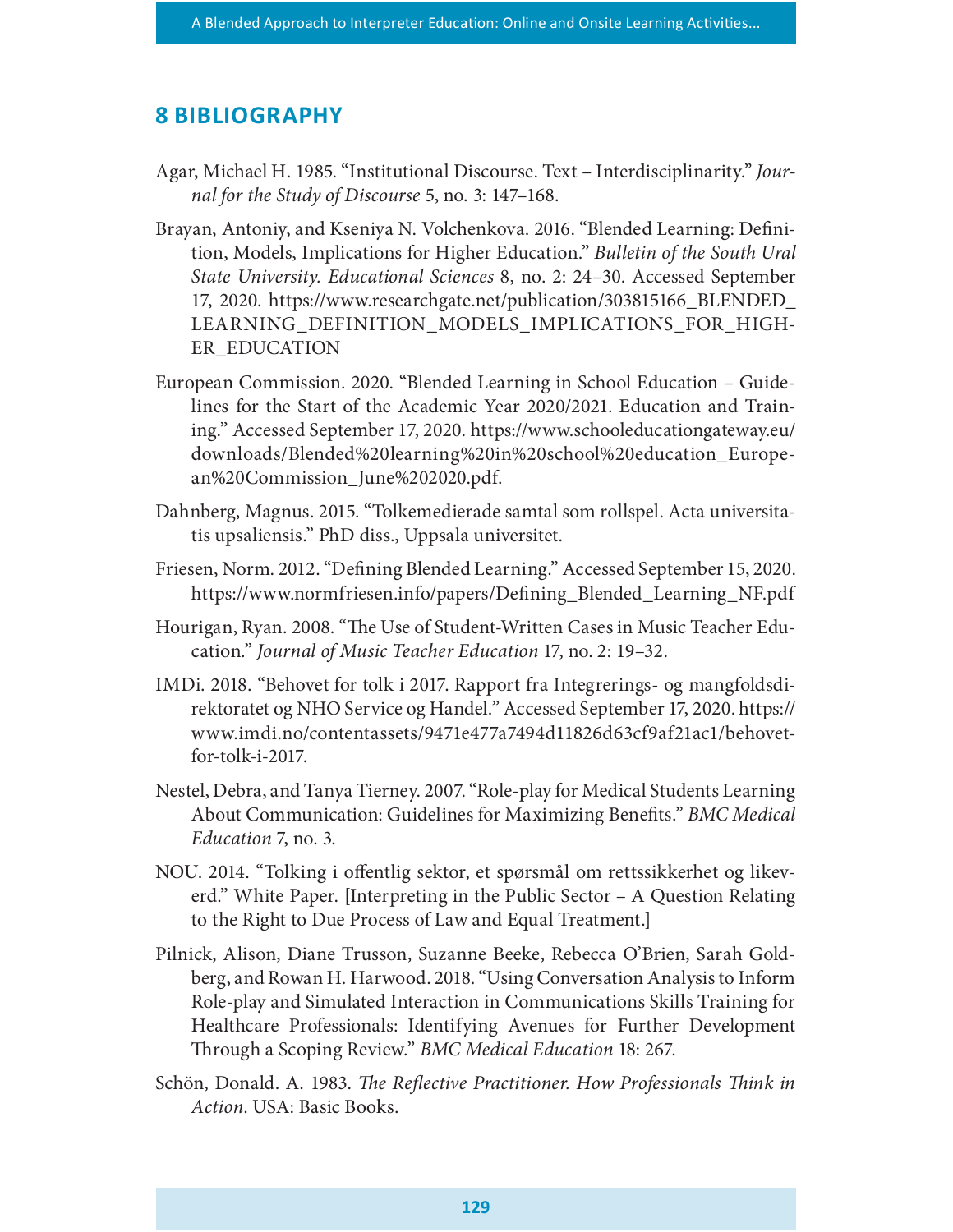## 8 BIBLIOGRAPHY

Agar, Michael H. 1985. "Institutional Discourse. Text – Interdisciplinarity." *Journal for the Study of Discourse* 5, no. 3: 147–168.

Brayan, Antoniy, and Kseniya N. Volchenkova. 2016. "Blended Learning: Definition, Models, Implications for Higher Education." *Bulletin of the South Ural State University. Educational Sciences* 8, no. 2: 24–30. Accessed September 17, 2020. https://www.researchgate.net/publication/303815166_BLENDED_LEARNING_DEFINITION_MODELS_IMPLICATIONS_FOR_HIGHER_EDUCATION

European Commission. 2020. "Blended Learning in School Education – Guidelines for the Start of the Academic Year 2020/2021. Education and Training." Accessed September 17, 2020. https://www.schooleducationgateway.eu/downloads/Blended%20learning%20in%20school%20education_European%20Commission_June%202020.pdf.

Dahnberg, Magnus. 2015. "Tolkemedierade samtal som rollspel. Acta universitatis upsaliensis." PhD diss., Uppsala universitet.

Friesen, Norm. 2012. "Defining Blended Learning." Accessed September 15, 2020. https://www.normfriesen.info/papers/Defining_Blended_Learning_NF.pdf

Hourigan, Ryan. 2008. "The Use of Student-Written Cases in Music Teacher Education." *Journal of Music Teacher Education* 17, no. 2: 19–32.

IMDi. 2018. "Behovet for tolk i 2017. Rapport fra Integrerings- og mangfoldsdirektoratet og NHO Service og Handel." Accessed September 17, 2020. https://www.imdi.no/contentassets/9471e477a7494d11826d63cf9af21ac1/behovet-for-tolk-i-2017.

Nestel, Debra, and Tanya Tierney. 2007. "Role-play for Medical Students Learning About Communication: Guidelines for Maximizing Benefits." *BMC Medical Education* 7, no. 3.

NOU. 2014. "Tolking i offentlig sektor, et spørsmål om rettssikkerhet og likeverd." White Paper. [Interpreting in the Public Sector – A Question Relating to the Right to Due Process of Law and Equal Treatment.]

Pilnick, Alison, Diane Trusson, Suzanne Beeke, Rebecca O'Brien, Sarah Goldberg, and Rowan H. Harwood. 2018. "Using Conversation Analysis to Inform Role-play and Simulated Interaction in Communications Skills Training for Healthcare Professionals: Identifying Avenues for Further Development Through a Scoping Review." *BMC Medical Education* 18: 267.

Schön, Donald. A. 1983. *The Reflective Practitioner. How Professionals Think in Action*. USA: Basic Books.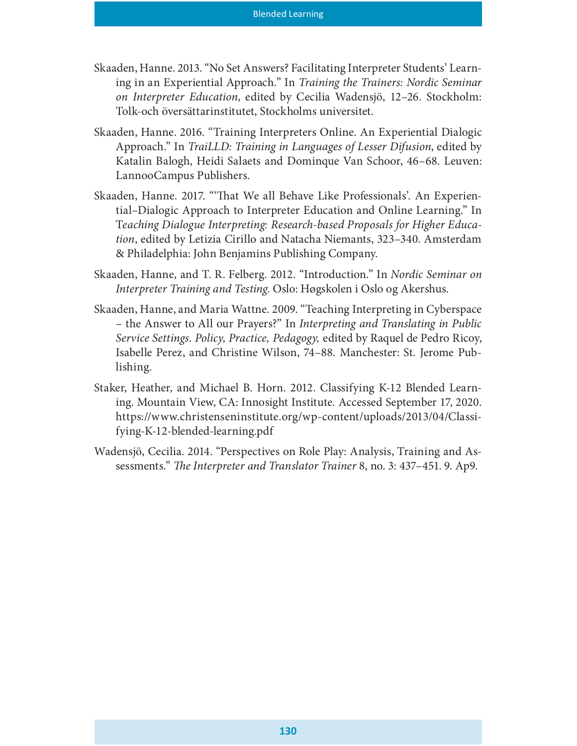Skaaden, Hanne. 2013. "No Set Answers? Facilitating Interpreter Students' Learning in an Experiential Approach." In *Training the Trainers: Nordic Seminar on Interpreter Education*, edited by Cecilia Wadensjö, 12–26. Stockholm: Tolk-och översättarinstitutet, Stockholms universitet.

Skaaden, Hanne. 2016. "Training Interpreters Online. An Experiential Dialogic Approach." In *TraiLLD: Training in Languages of Lesser Difusion*, edited by Katalin Balogh, Heidi Salaets and Dominque Van Schoor, 46–68. Leuven: LannooCampus Publishers.

Skaaden, Hanne. 2017. "'That We all Behave Like Professionals'. An Experiential–Dialogic Approach to Interpreter Education and Online Learning." In *Teaching Dialogue Interpreting: Research-based Proposals for Higher Education*, edited by Letizia Cirillo and Natacha Niemants, 323–340. Amsterdam & Philadelphia: John Benjamins Publishing Company.

Skaaden, Hanne, and T. R. Felberg. 2012. "Introduction." In *Nordic Seminar on Interpreter Training and Testing.* Oslo: Høgskolen i Oslo og Akershus.

Skaaden, Hanne, and Maria Wattne. 2009. "Teaching Interpreting in Cyberspace – the Answer to All our Prayers?" In *Interpreting and Translating in Public Service Settings. Policy, Practice, Pedagogy,* edited by Raquel de Pedro Ricoy, Isabelle Perez, and Christine Wilson, 74–88. Manchester: St. Jerome Publishing.

Staker, Heather, and Michael B. Horn. 2012. Classifying K-12 Blended Learning. Mountain View, CA: Innosight Institute. Accessed September 17, 2020. https://www.christenseninstitute.org/wp-content/uploads/2013/04/Classifying-K-12-blended-learning.pdf

Wadensjö, Cecilia. 2014. "Perspectives on Role Play: Analysis, Training and Assessments." *The Interpreter and Translator Trainer* 8, no. 3: 437–451. 9. Ap9.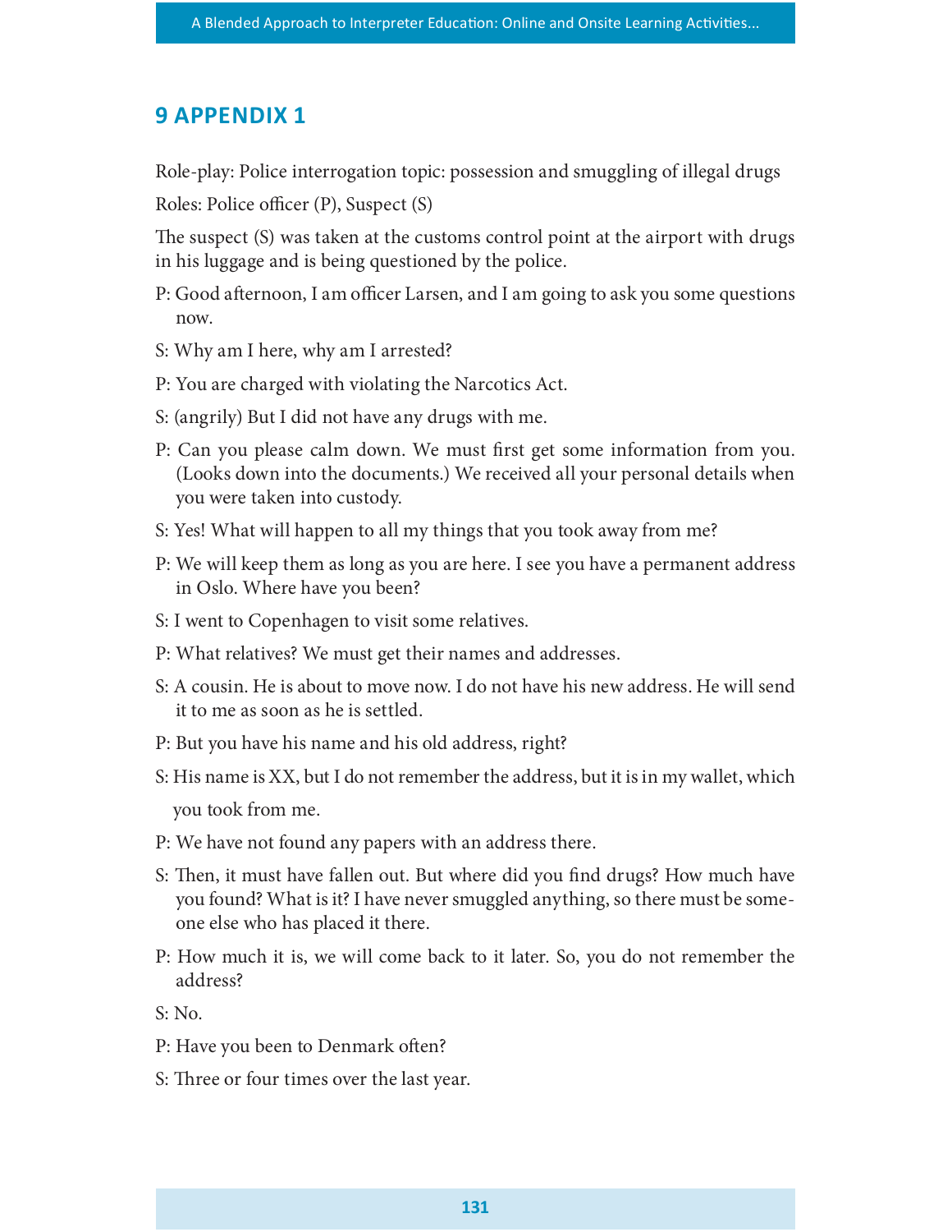## 9 APPENDIX 1

Role-play: Police interrogation topic: possession and smuggling of illegal drugs

Roles: Police officer (P), Suspect (S)

The suspect (S) was taken at the customs control point at the airport with drugs in his luggage and is being questioned by the police.

P: Good afternoon, I am officer Larsen, and I am going to ask you some questions now.

S: Why am I here, why am I arrested?

P: You are charged with violating the Narcotics Act.

S: (angrily) But I did not have any drugs with me.

P: Can you please calm down. We must first get some information from you. (Looks down into the documents.) We received all your personal details when you were taken into custody.

S: Yes! What will happen to all my things that you took away from me?

P: We will keep them as long as you are here. I see you have a permanent address in Oslo. Where have you been?

S: I went to Copenhagen to visit some relatives.

P: What relatives? We must get their names and addresses.

S: A cousin. He is about to move now. I do not have his new address. He will send it to me as soon as he is settled.

P: But you have his name and his old address, right?

S: His name is XX, but I do not remember the address, but it is in my wallet, which you took from me.

P: We have not found any papers with an address there.

S: Then, it must have fallen out. But where did you find drugs? How much have you found? What is it? I have never smuggled anything, so there must be someone else who has placed it there.

P: How much it is, we will come back to it later. So, you do not remember the address?

S: No.

P: Have you been to Denmark often?

S: Three or four times over the last year.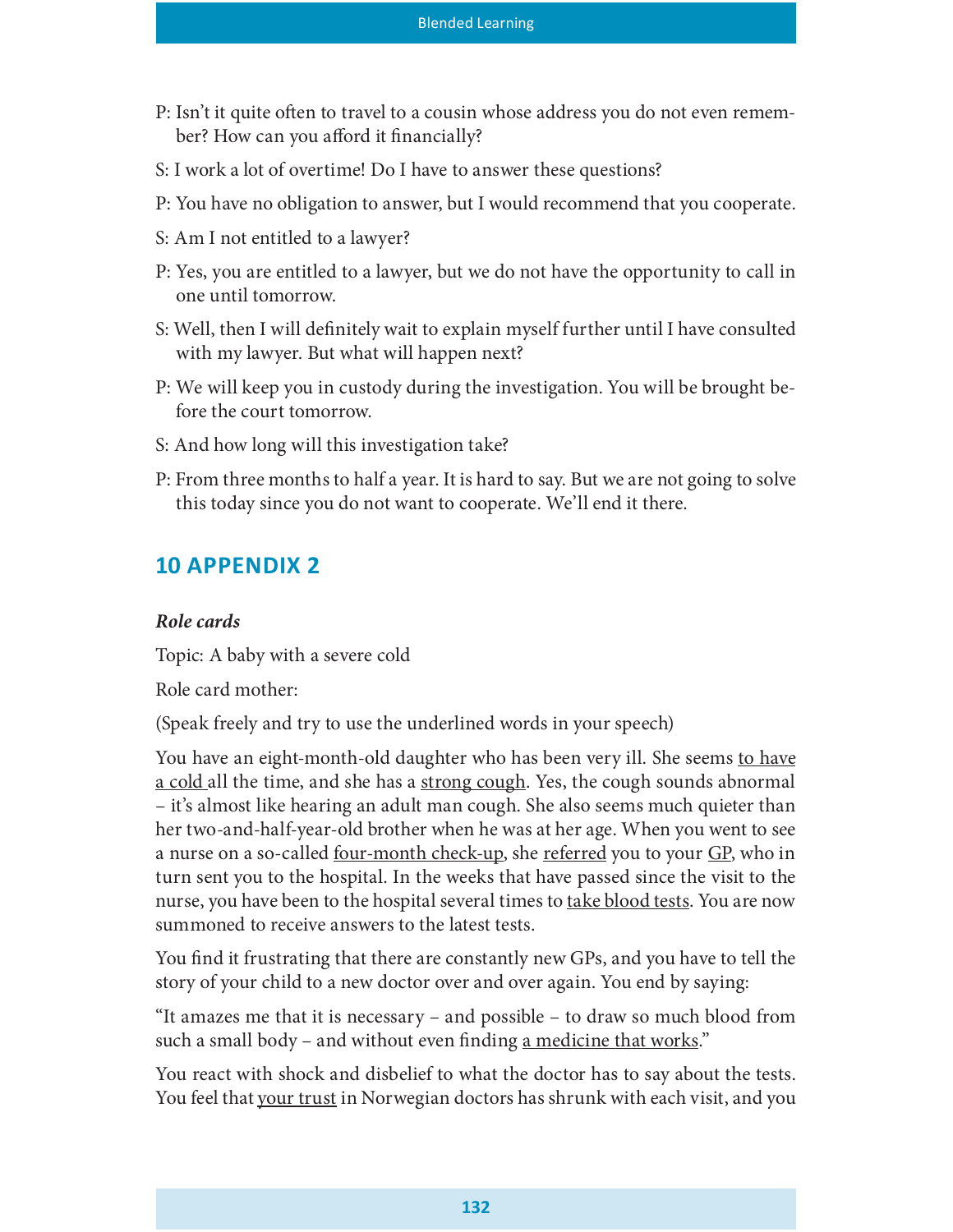P: Isn't it quite often to travel to a cousin whose address you do not even remember? How can you afford it financially?

S: I work a lot of overtime! Do I have to answer these questions?

P: You have no obligation to answer, but I would recommend that you cooperate.

S: Am I not entitled to a lawyer?

P: Yes, you are entitled to a lawyer, but we do not have the opportunity to call in one until tomorrow.

S: Well, then I will definitely wait to explain myself further until I have consulted with my lawyer. But what will happen next?

P: We will keep you in custody during the investigation. You will be brought before the court tomorrow.

S: And how long will this investigation take?

P: From three months to half a year. It is hard to say. But we are not going to solve this today since you do not want to cooperate. We'll end it there.

## 10 APPENDIX 2

***Role cards***

Topic: A baby with a severe cold

Role card mother:

(Speak freely and try to use the underlined words in your speech)

You have an eight-month-old daughter who has been very ill. She seems <u>to have a cold</u> all the time, and she has a <u>strong cough</u>. Yes, the cough sounds abnormal – it's almost like hearing an adult man cough. She also seems much quieter than her two-and-half-year-old brother when he was at her age. When you went to see a nurse on a so-called <u>four-month check-up</u>, she <u>referred</u> you to your <u>GP</u>, who in turn sent you to the hospital. In the weeks that have passed since the visit to the nurse, you have been to the hospital several times to <u>take blood tests</u>. You are now summoned to receive answers to the latest tests.

You find it frustrating that there are constantly new GPs, and you have to tell the story of your child to a new doctor over and over again. You end by saying:

"It amazes me that it is necessary – and possible – to draw so much blood from such a small body – and without even finding <u>a medicine that works</u>."

You react with shock and disbelief to what the doctor has to say about the tests. You feel that <u>your trust</u> in Norwegian doctors has shrunk with each visit, and you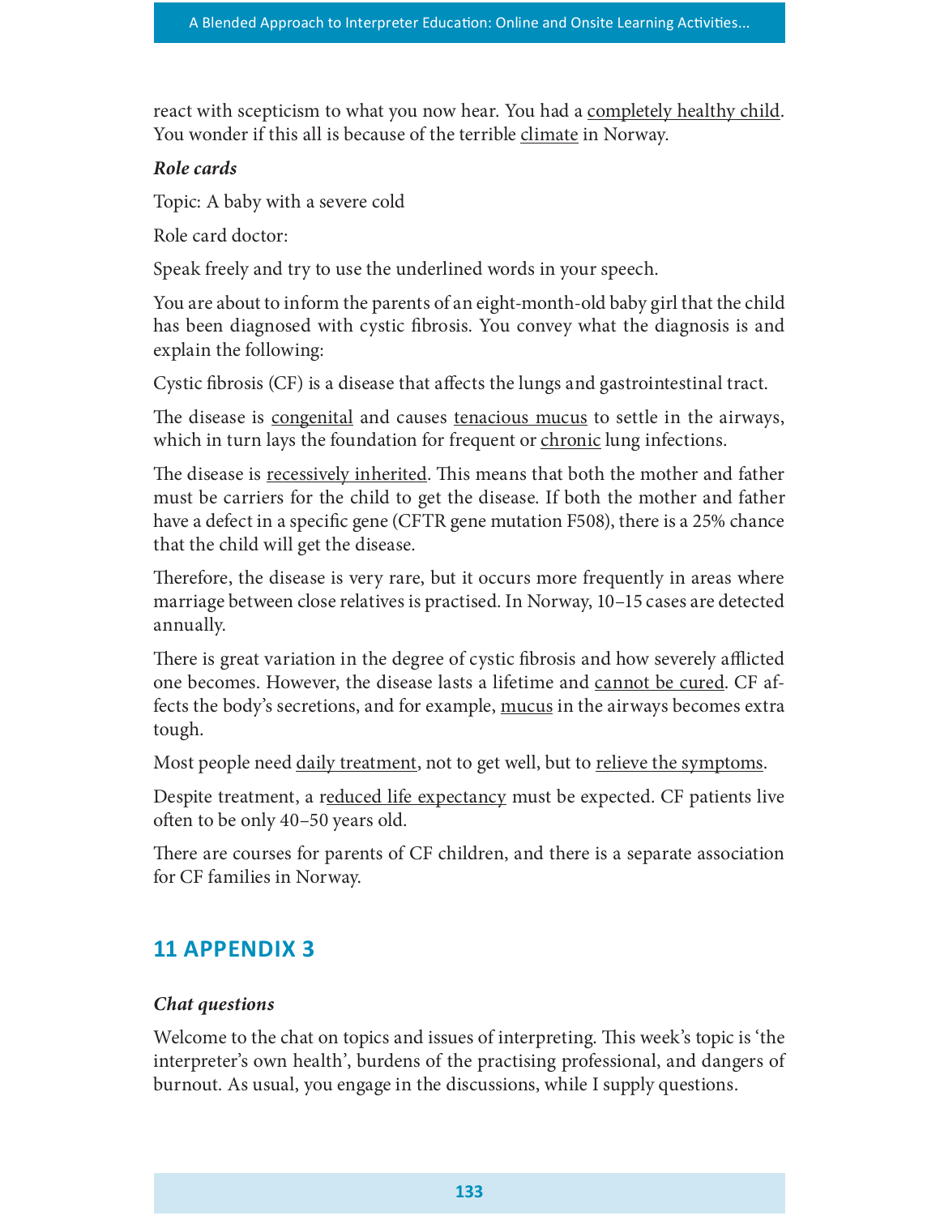react with scepticism to what you now hear. You had a <u>completely healthy child</u>. You wonder if this all is because of the terrible <u>climate</u> in Norway.

***Role cards***

Topic: A baby with a severe cold

Role card doctor:

Speak freely and try to use the underlined words in your speech.

You are about to inform the parents of an eight-month-old baby girl that the child has been diagnosed with cystic fibrosis. You convey what the diagnosis is and explain the following:

Cystic fibrosis (CF) is a disease that affects the lungs and gastrointestinal tract.

The disease is <u>congenital</u> and causes <u>tenacious mucus</u> to settle in the airways, which in turn lays the foundation for frequent or <u>chronic</u> lung infections.

The disease is <u>recessively inherited</u>. This means that both the mother and father must be carriers for the child to get the disease. If both the mother and father have a defect in a specific gene (CFTR gene mutation F508), there is a 25% chance that the child will get the disease.

Therefore, the disease is very rare, but it occurs more frequently in areas where marriage between close relatives is practised. In Norway, 10–15 cases are detected annually.

There is great variation in the degree of cystic fibrosis and how severely afflicted one becomes. However, the disease lasts a lifetime and <u>cannot be cured</u>. CF affects the body's secretions, and for example, <u>mucus</u> in the airways becomes extra tough.

Most people need <u>daily treatment</u>, not to get well, but to <u>relieve the symptoms</u>.

Despite treatment, a <u>reduced life expectancy</u> must be expected. CF patients live often to be only 40–50 years old.

There are courses for parents of CF children, and there is a separate association for CF families in Norway.

## 11 APPENDIX 3

***Chat questions***

Welcome to the chat on topics and issues of interpreting. This week's topic is 'the interpreter's own health', burdens of the practising professional, and dangers of burnout. As usual, you engage in the discussions, while I supply questions.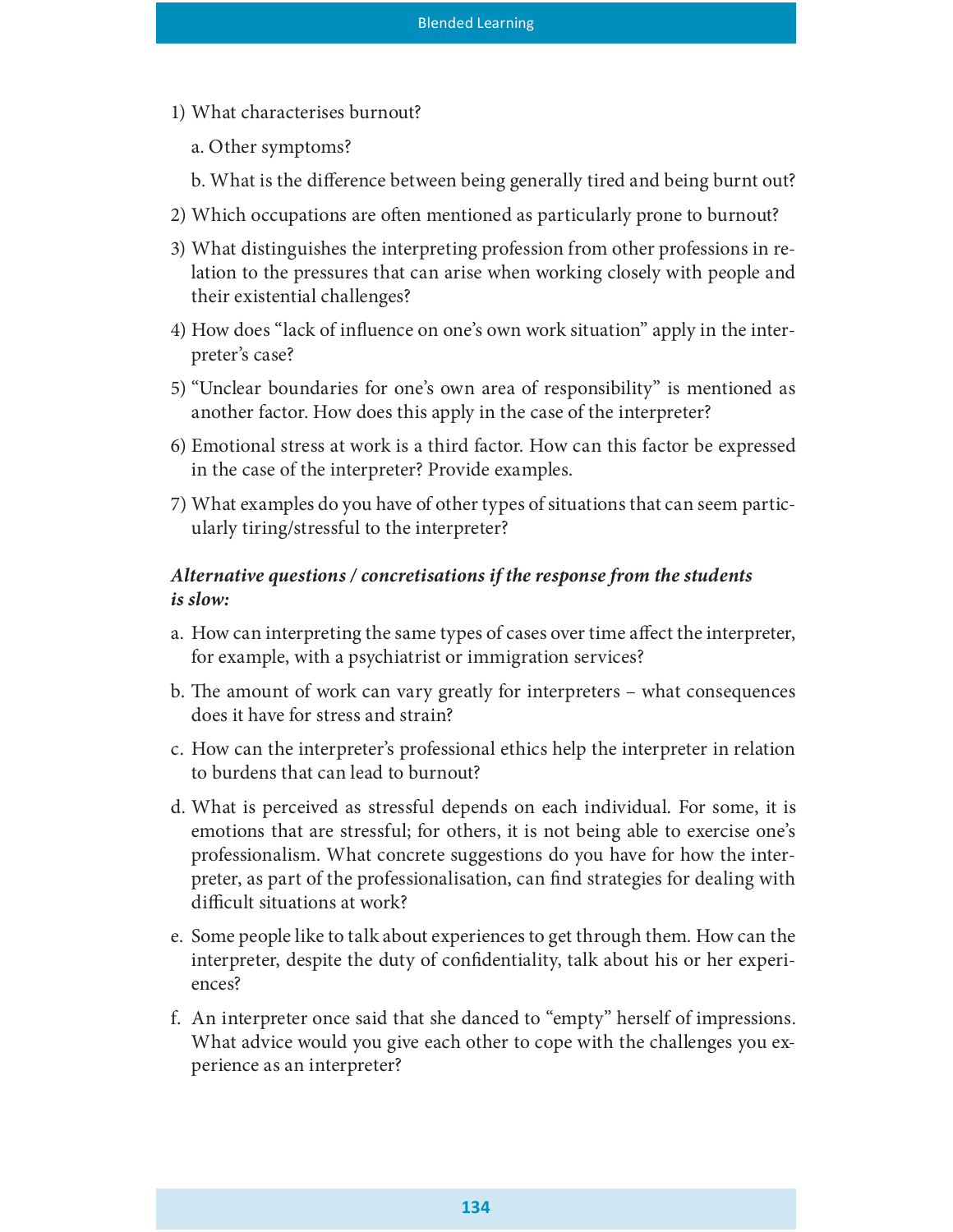1) What characterises burnout?

   a. Other symptoms?

   b. What is the difference between being generally tired and being burnt out?

2) Which occupations are often mentioned as particularly prone to burnout?

3) What distinguishes the interpreting profession from other professions in relation to the pressures that can arise when working closely with people and their existential challenges?

4) How does "lack of influence on one's own work situation" apply in the interpreter's case?

5) "Unclear boundaries for one's own area of responsibility" is mentioned as another factor. How does this apply in the case of the interpreter?

6) Emotional stress at work is a third factor. How can this factor be expressed in the case of the interpreter? Provide examples.

7) What examples do you have of other types of situations that can seem particularly tiring/stressful to the interpreter?

***Alternative questions / concretisations if the response from the students is slow:***

a. How can interpreting the same types of cases over time affect the interpreter, for example, with a psychiatrist or immigration services?

b. The amount of work can vary greatly for interpreters – what consequences does it have for stress and strain?

c. How can the interpreter's professional ethics help the interpreter in relation to burdens that can lead to burnout?

d. What is perceived as stressful depends on each individual. For some, it is emotions that are stressful; for others, it is not being able to exercise one's professionalism. What concrete suggestions do you have for how the interpreter, as part of the professionalisation, can find strategies for dealing with difficult situations at work?

e. Some people like to talk about experiences to get through them. How can the interpreter, despite the duty of confidentiality, talk about his or her experiences?

f. An interpreter once said that she danced to "empty" herself of impressions. What advice would you give each other to cope with the challenges you experience as an interpreter?